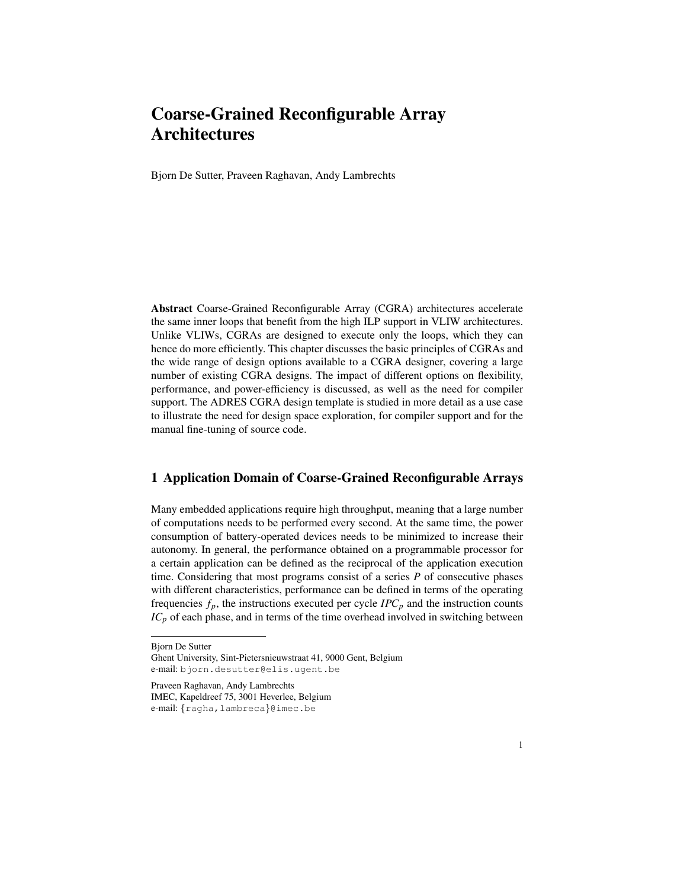# Coarse-Grained Reconfigurable Array Architectures

Bjorn De Sutter, Praveen Raghavan, Andy Lambrechts

**Abstract** Coarse-Grained Reconfigurable Array (CGRA) architectures accelerate the same inner loops that benefit from the high ILP support in VLIW architectures. Unlike VLIWs, CGRAs are designed to execute only the loops, which they can hence do more efficiently. This chapter discusses the basic principles of CGRAs and the wide range of design options available to a CGRA designer, covering a large number of existing CGRA designs. The impact of different options on flexibility, performance, and power-efficiency is discussed, as well as the need for compiler support. The ADRES CGRA design template is studied in more detail as a use case to illustrate the need for design space exploration, for compiler support and for the manual fine-tuning of source code.

## 1 Application Domain of Coarse-Grained Reconfigurable Arrays

Many embedded applications require high throughput, meaning that a large number of computations needs to be performed every second. At the same time, the power consumption of battery-operated devices needs to be minimized to increase their autonomy. In general, the performance obtained on a programmable processor for a certain application can be defined as the reciprocal of the application execution time. Considering that most programs consist of a series $P$ of consecutive phases with different characteristics, performance can be defined in terms of the operating frequencies $f_p$, the instructions executed per cycle $IPC_p$ and the instruction counts $IC_p$ of each phase, and in terms of the time overhead involved in switching between

---

Bjorn De Sutter
Ghent University, Sint-Pietersnieuwstraat 41, 9000 Gent, Belgium
e-mail: bjorn.desutter@elis.ugent.be

Praveen Raghavan, Andy Lambrechts
IMEC, Kapeldreef 75, 3001 Heverlee, Belgium
e-mail: {ragha,lambreca}@imec.be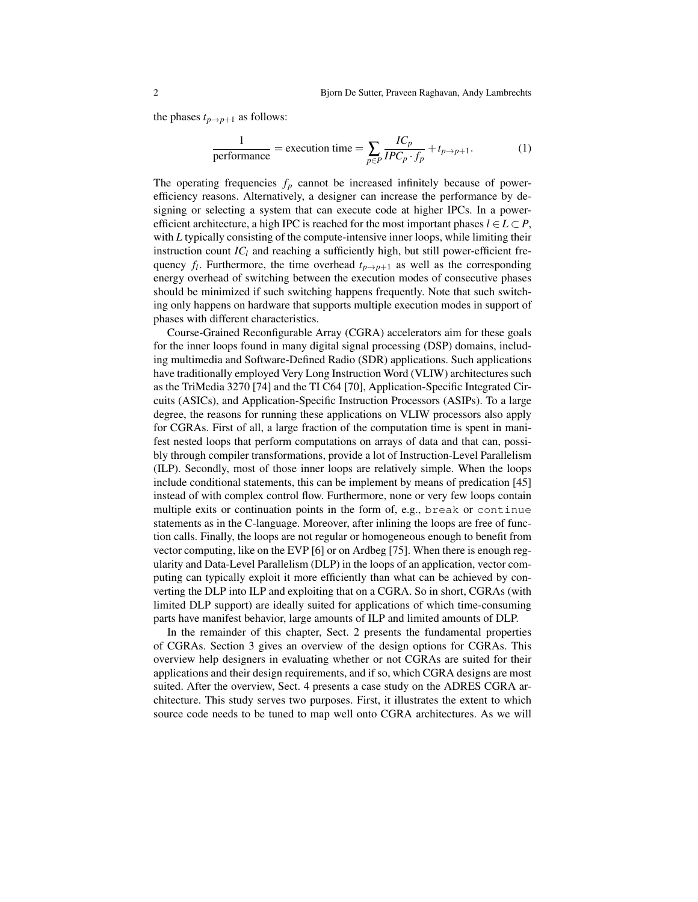the phases $t_{p \rightarrow p+1}$ as follows:

$$\frac{1}{\text{performance}} = \text{execution time} = \sum_{p \in P} \frac{IC_p}{IPC_p \cdot f_p} + t_{p \rightarrow p+1}. \tag{1}$$

The operating frequencies $f_p$ cannot be increased infinitely because of power-efficiency reasons. Alternatively, a designer can increase the performance by designing or selecting a system that can execute code at higher IPCs. In a power-efficient architecture, a high IPC is reached for the most important phases $l \in L \subset P$, with $L$ typically consisting of the compute-intensive inner loops, while limiting their instruction count $IC_l$ and reaching a sufficiently high, but still power-efficient frequency $f_l$. Furthermore, the time overhead $t_{p \rightarrow p+1}$ as well as the corresponding energy overhead of switching between the execution modes of consecutive phases should be minimized if such switching happens frequently. Note that such switching only happens on hardware that supports multiple execution modes in support of phases with different characteristics.

Course-Grained Reconfigurable Array (CGRA) accelerators aim for these goals for the inner loops found in many digital signal processing (DSP) domains, including multimedia and Software-Defined Radio (SDR) applications. Such applications have traditionally employed Very Long Instruction Word (VLIW) architectures such as the TriMedia 3270 [74] and the TI C64 [70], Application-Specific Integrated Circuits (ASICs), and Application-Specific Instruction Processors (ASIPs). To a large degree, the reasons for running these applications on VLIW processors also apply for CGRAs. First of all, a large fraction of the computation time is spent in manifest nested loops that perform computations on arrays of data and that can, possibly through compiler transformations, provide a lot of Instruction-Level Parallelism (ILP). Secondly, most of those inner loops are relatively simple. When the loops include conditional statements, this can be implement by means of predication [45] instead of with complex control flow. Furthermore, none or very few loops contain multiple exits or continuation points in the form of, e.g., `break` or `continue` statements as in the C-language. Moreover, after inlining the loops are free of function calls. Finally, the loops are not regular or homogeneous enough to benefit from vector computing, like on the EVP [6] or on Ardbeg [75]. When there is enough regularity and Data-Level Parallelism (DLP) in the loops of an application, vector computing can typically exploit it more efficiently than what can be achieved by converting the DLP into ILP and exploiting that on a CGRA. So in short, CGRAs (with limited DLP support) are ideally suited for applications of which time-consuming parts have manifest behavior, large amounts of ILP and limited amounts of DLP.

In the remainder of this chapter, Sect. 2 presents the fundamental properties of CGRAs. Section 3 gives an overview of the design options for CGRAs. This overview help designers in evaluating whether or not CGRAs are suited for their applications and their design requirements, and if so, which CGRA designs are most suited. After the overview, Sect. 4 presents a case study on the ADRES CGRA architecture. This study serves two purposes. First, it illustrates the extent to which source code needs to be tuned to map well onto CGRA architectures. As we will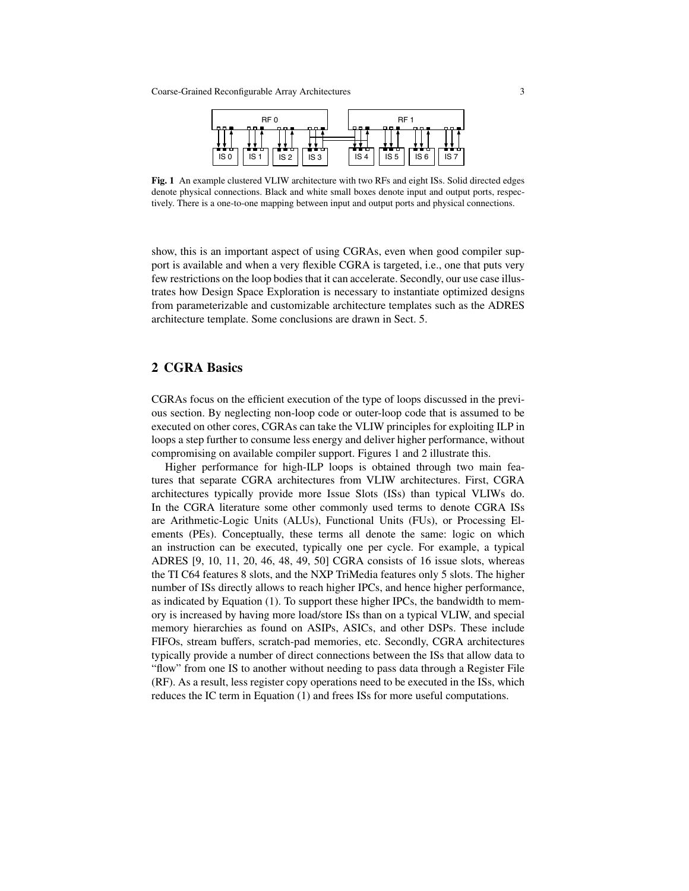Fig. 1 An example clustered VLIW architecture with two RFs and eight ISs. Solid directed edges denote physical connections. Black and white small boxes denote input and output ports, respectively. There is a one-to-one mapping between input and output ports and physical connections.

show, this is an important aspect of using CGRAs, even when good compiler support is available and when a very flexible CGRA is targeted, i.e., one that puts very few restrictions on the loop bodies that it can accelerate. Secondly, our use case illustrates how Design Space Exploration is necessary to instantiate optimized designs from parameterizable and customizable architecture templates such as the ADRES architecture template. Some conclusions are drawn in Sect. 5.

## 2 CGRA Basics

CGRAs focus on the efficient execution of the type of loops discussed in the previous section. By neglecting non-loop code or outer-loop code that is assumed to be executed on other cores, CGRAs can take the VLIW principles for exploiting ILP in loops a step further to consume less energy and deliver higher performance, without compromising on available compiler support. Figures 1 and 2 illustrate this.

Higher performance for high-ILP loops is obtained through two main features that separate CGRA architectures from VLIW architectures. First, CGRA architectures typically provide more Issue Slots (ISs) than typical VLIWs do. In the CGRA literature some other commonly used terms to denote CGRA ISs are Arithmetic-Logic Units (ALUs), Functional Units (FUs), or Processing Elements (PEs). Conceptually, these terms all denote the same: logic on which an instruction can be executed, typically one per cycle. For example, a typical ADRES [9, 10, 11, 20, 46, 48, 49, 50] CGRA consists of 16 issue slots, whereas the TI C64 features 8 slots, and the NXP TriMedia features only 5 slots. The higher number of ISs directly allows to reach higher IPCs, and hence higher performance, as indicated by Equation (1). To support these higher IPCs, the bandwidth to memory is increased by having more load/store ISs than on a typical VLIW, and special memory hierarchies as found on ASIPs, ASICs, and other DSPs. These include FIFOs, stream buffers, scratch-pad memories, etc. Secondly, CGRA architectures typically provide a number of direct connections between the ISs that allow data to "flow" from one IS to another without needing to pass data through a Register File (RF). As a result, less register copy operations need to be executed in the ISs, which reduces the IC term in Equation (1) and frees ISs for more useful computations.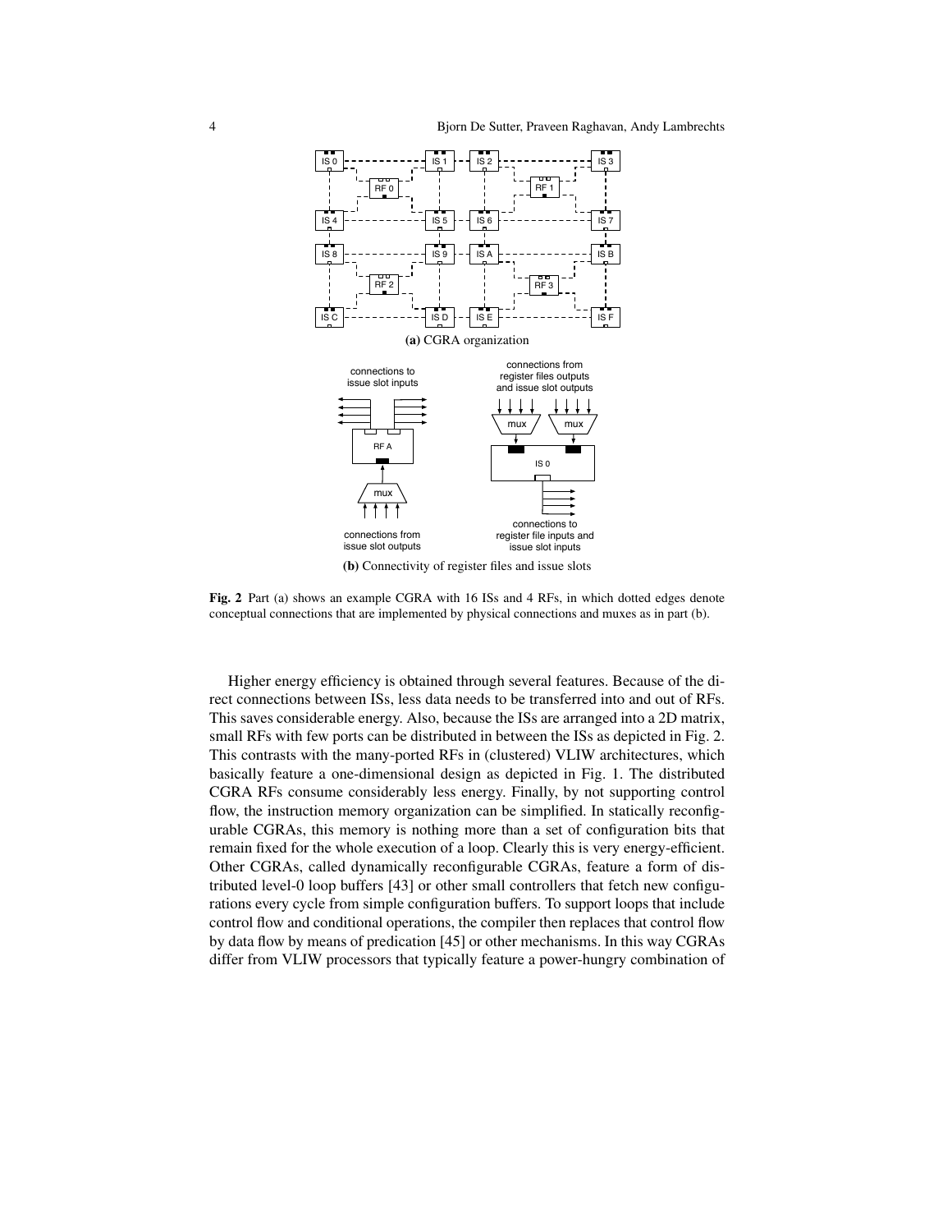(a) CGRA organization

(b) Connectivity of register files and issue slots

**Fig. 2** Part (a) shows an example CGRA with 16 ISs and 4 RFs, in which dotted edges denote conceptual connections that are implemented by physical connections and muxes as in part (b).

Higher energy efficiency is obtained through several features. Because of the direct connections between ISs, less data needs to be transferred into and out of RFs. This saves considerable energy. Also, because the ISs are arranged into a 2D matrix, small RFs with few ports can be distributed in between the ISs as depicted in Fig. 2. This contrasts with the many-ported RFs in (clustered) VLIW architectures, which basically feature a one-dimensional design as depicted in Fig. 1. The distributed CGRA RFs consume considerably less energy. Finally, by not supporting control flow, the instruction memory organization can be simplified. In statically reconfigurable CGRAs, this memory is nothing more than a set of configuration bits that remain fixed for the whole execution of a loop. Clearly this is very energy-efficient. Other CGRAs, called dynamically reconfigurable CGRAs, feature a form of distributed level-0 loop buffers [43] or other small controllers that fetch new configurations every cycle from simple configuration buffers. To support loops that include control flow and conditional operations, the compiler then replaces that control flow by data flow by means of predication [45] or other mechanisms. In this way CGRAs differ from VLIW processors that typically feature a power-hungry combination of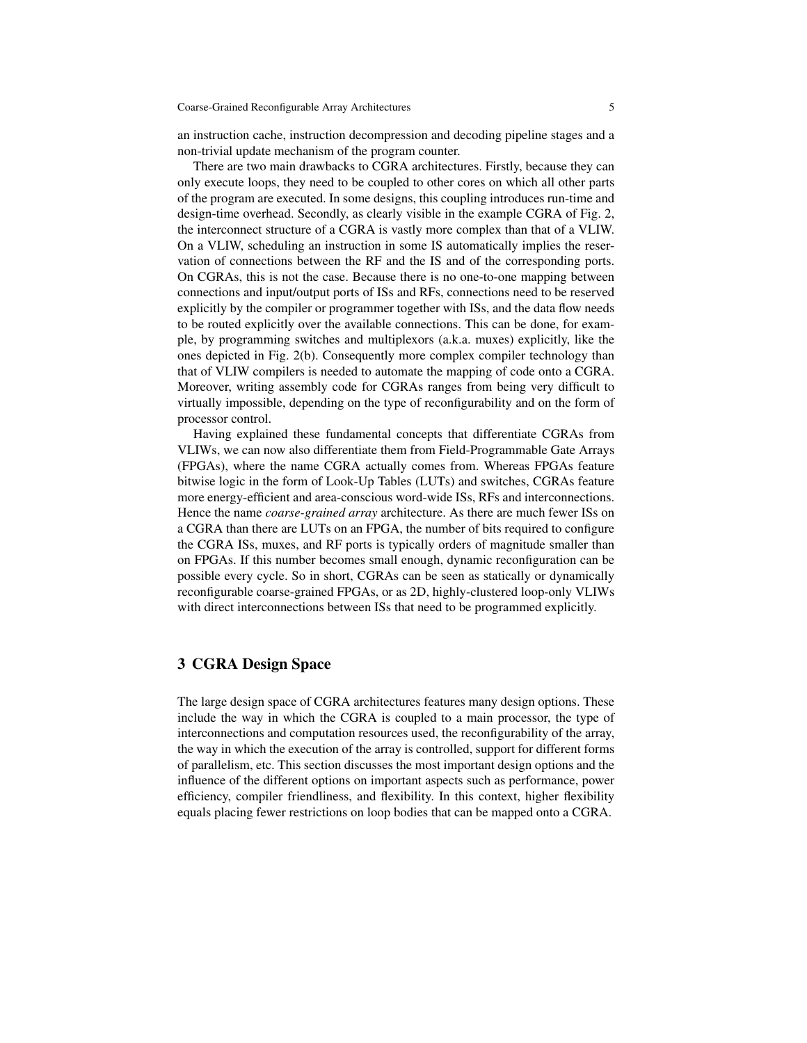an instruction cache, instruction decompression and decoding pipeline stages and a non-trivial update mechanism of the program counter.

There are two main drawbacks to CGRA architectures. Firstly, because they can only execute loops, they need to be coupled to other cores on which all other parts of the program are executed. In some designs, this coupling introduces run-time and design-time overhead. Secondly, as clearly visible in the example CGRA of Fig. 2, the interconnect structure of a CGRA is vastly more complex than that of a VLIW. On a VLIW, scheduling an instruction in some IS automatically implies the reservation of connections between the RF and the IS and of the corresponding ports. On CGRAs, this is not the case. Because there is no one-to-one mapping between connections and input/output ports of ISs and RFs, connections need to be reserved explicitly by the compiler or programmer together with ISs, and the data flow needs to be routed explicitly over the available connections. This can be done, for example, by programming switches and multiplexors (a.k.a. muxes) explicitly, like the ones depicted in Fig. 2(b). Consequently more complex compiler technology than that of VLIW compilers is needed to automate the mapping of code onto a CGRA. Moreover, writing assembly code for CGRAs ranges from being very difficult to virtually impossible, depending on the type of reconfigurability and on the form of processor control.

Having explained these fundamental concepts that differentiate CGRAs from VLIWs, we can now also differentiate them from Field-Programmable Gate Arrays (FPGAs), where the name CGRA actually comes from. Whereas FPGAs feature bitwise logic in the form of Look-Up Tables (LUTs) and switches, CGRAs feature more energy-efficient and area-conscious word-wide ISs, RFs and interconnections. Hence the name *coarse-grained array* architecture. As there are much fewer ISs on a CGRA than there are LUTs on an FPGA, the number of bits required to configure the CGRA ISs, muxes, and RF ports is typically orders of magnitude smaller than on FPGAs. If this number becomes small enough, dynamic reconfiguration can be possible every cycle. So in short, CGRAs can be seen as statically or dynamically reconfigurable coarse-grained FPGAs, or as 2D, highly-clustered loop-only VLIWs with direct interconnections between ISs that need to be programmed explicitly.

## 3 CGRA Design Space

The large design space of CGRA architectures features many design options. These include the way in which the CGRA is coupled to a main processor, the type of interconnections and computation resources used, the reconfigurability of the array, the way in which the execution of the array is controlled, support for different forms of parallelism, etc. This section discusses the most important design options and the influence of the different options on important aspects such as performance, power efficiency, compiler friendliness, and flexibility. In this context, higher flexibility equals placing fewer restrictions on loop bodies that can be mapped onto a CGRA.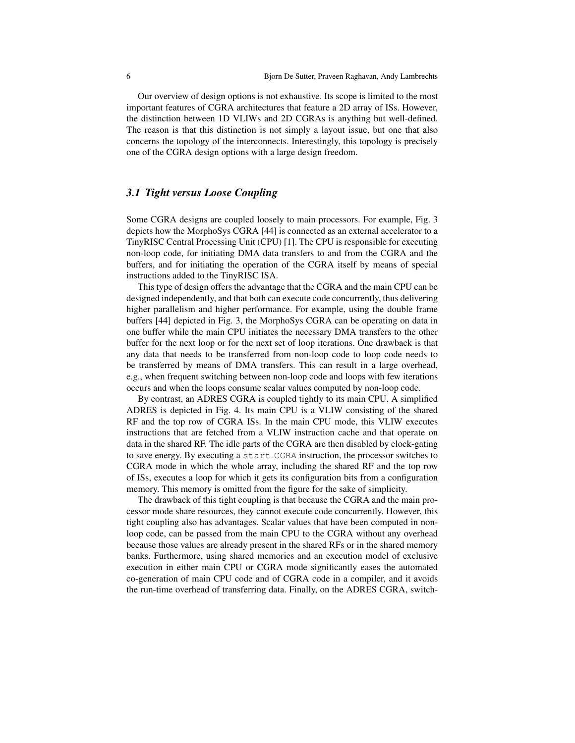Our overview of design options is not exhaustive. Its scope is limited to the most important features of CGRA architectures that feature a 2D array of ISs. However, the distinction between 1D VLIWs and 2D CGRAs is anything but well-defined. The reason is that this distinction is not simply a layout issue, but one that also concerns the topology of the interconnects. Interestingly, this topology is precisely one of the CGRA design options with a large design freedom.

### *3.1 Tight versus Loose Coupling*

Some CGRA designs are coupled loosely to main processors. For example, Fig. 3 depicts how the MorphoSys CGRA [44] is connected as an external accelerator to a TinyRISC Central Processing Unit (CPU) [1]. The CPU is responsible for executing non-loop code, for initiating DMA data transfers to and from the CGRA and the buffers, and for initiating the operation of the CGRA itself by means of special instructions added to the TinyRISC ISA.

This type of design offers the advantage that the CGRA and the main CPU can be designed independently, and that both can execute code concurrently, thus delivering higher parallelism and higher performance. For example, using the double frame buffers [44] depicted in Fig. 3, the MorphoSys CGRA can be operating on data in one buffer while the main CPU initiates the necessary DMA transfers to the other buffer for the next loop or for the next set of loop iterations. One drawback is that any data that needs to be transferred from non-loop code to loop code needs to be transferred by means of DMA transfers. This can result in a large overhead, e.g., when frequent switching between non-loop code and loops with few iterations occurs and when the loops consume scalar values computed by non-loop code.

By contrast, an ADRES CGRA is coupled tightly to its main CPU. A simplified ADRES is depicted in Fig. 4. Its main CPU is a VLIW consisting of the shared RF and the top row of CGRA ISs. In the main CPU mode, this VLIW executes instructions that are fetched from a VLIW instruction cache and that operate on data in the shared RF. The idle parts of the CGRA are then disabled by clock-gating to save energy. By executing a `start_CGRA` instruction, the processor switches to CGRA mode in which the whole array, including the shared RF and the top row of ISs, executes a loop for which it gets its configuration bits from a configuration memory. This memory is omitted from the figure for the sake of simplicity.

The drawback of this tight coupling is that because the CGRA and the main processor mode share resources, they cannot execute code concurrently. However, this tight coupling also has advantages. Scalar values that have been computed in non-loop code, can be passed from the main CPU to the CGRA without any overhead because those values are already present in the shared RFs or in the shared memory banks. Furthermore, using shared memories and an execution model of exclusive execution in either main CPU or CGRA mode significantly eases the automated co-generation of main CPU code and of CGRA code in a compiler, and it avoids the run-time overhead of transferring data. Finally, on the ADRES CGRA, switch-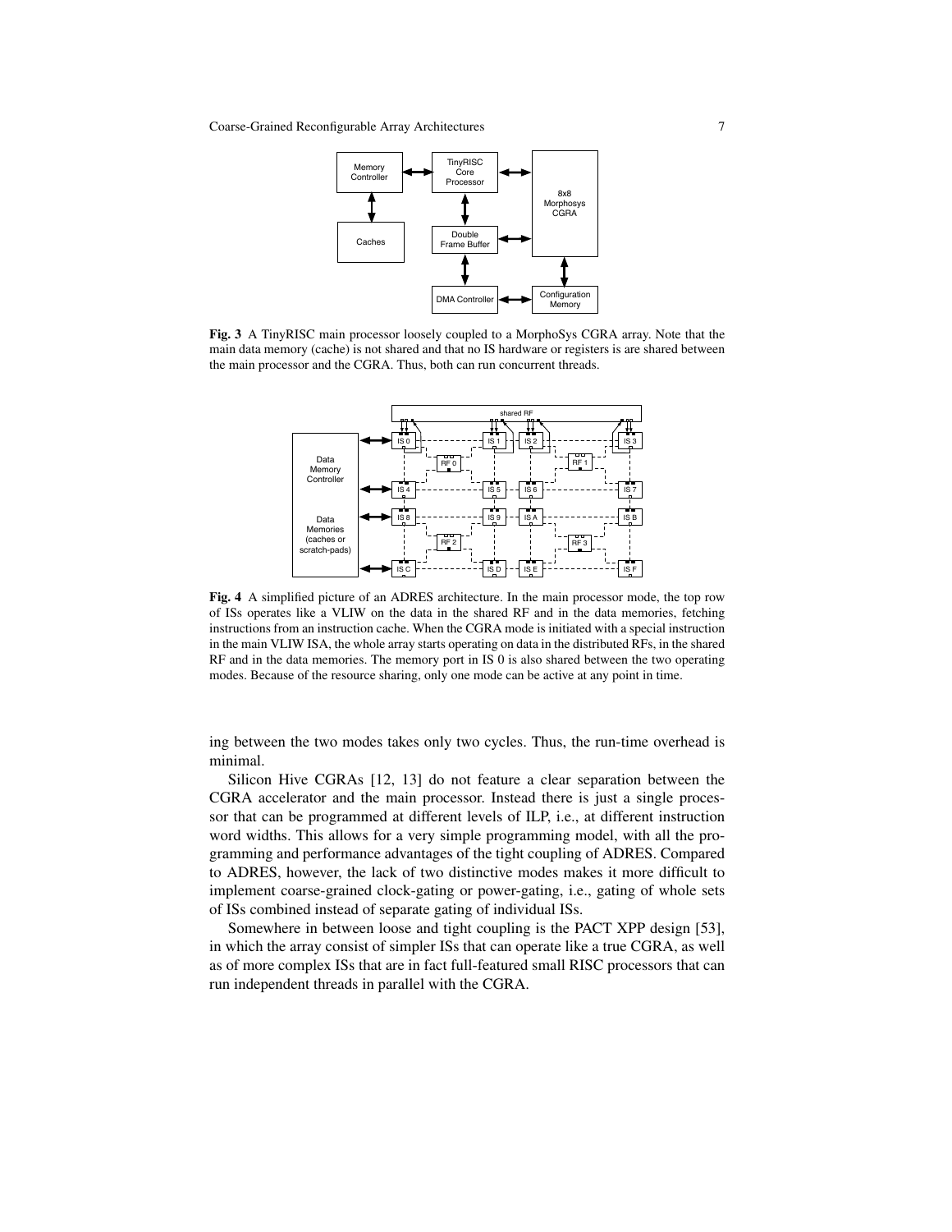Fig. 3 A TinyRISC main processor loosely coupled to a MorphoSys CGRA array. Note that the main data memory (cache) is not shared and that no IS hardware or registers is are shared between the main processor and the CGRA. Thus, both can run concurrent threads.

Fig. 4 A simplified picture of an ADRES architecture. In the main processor mode, the top row of ISs operates like a VLIW on the data in the shared RF and in the data memories, fetching instructions from an instruction cache. When the CGRA mode is initiated with a special instruction in the main VLIW ISA, the whole array starts operating on data in the distributed RFs, in the shared RF and in the data memories. The memory port in IS 0 is also shared between the two operating modes. Because of the resource sharing, only one mode can be active at any point in time.

ing between the two modes takes only two cycles. Thus, the run-time overhead is minimal.

Silicon Hive CGRAs [12, 13] do not feature a clear separation between the CGRA accelerator and the main processor. Instead there is just a single processor that can be programmed at different levels of ILP, i.e., at different instruction word widths. This allows for a very simple programming model, with all the programming and performance advantages of the tight coupling of ADRES. Compared to ADRES, however, the lack of two distinctive modes makes it more difficult to implement coarse-grained clock-gating or power-gating, i.e., gating of whole sets of ISs combined instead of separate gating of individual ISs.

Somewhere in between loose and tight coupling is the PACT XPP design [53], in which the array consist of simpler ISs that can operate like a true CGRA, as well as of more complex ISs that are in fact full-featured small RISC processors that can run independent threads in parallel with the CGRA.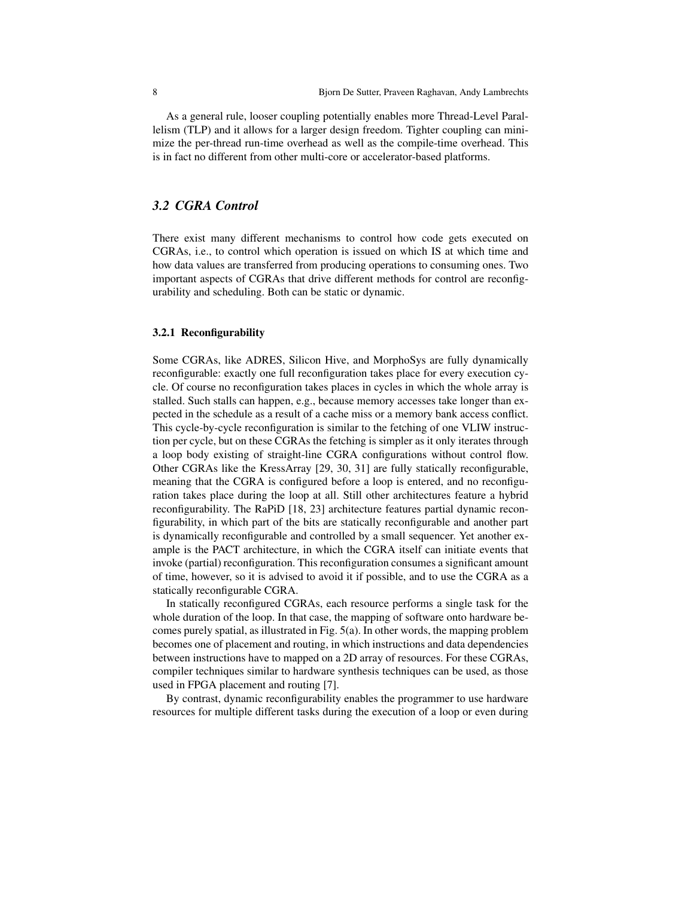As a general rule, looser coupling potentially enables more Thread-Level Parallelism (TLP) and it allows for a larger design freedom. Tighter coupling can minimize the per-thread run-time overhead as well as the compile-time overhead. This is in fact no different from other multi-core or accelerator-based platforms.

## *3.2 CGRA Control*

There exist many different mechanisms to control how code gets executed on CGRAs, i.e., to control which operation is issued on which IS at which time and how data values are transferred from producing operations to consuming ones. Two important aspects of CGRAs that drive different methods for control are reconfigurability and scheduling. Both can be static or dynamic.

### 3.2.1 Reconfigurability

Some CGRAs, like ADRES, Silicon Hive, and MorphoSys are fully dynamically reconfigurable: exactly one full reconfiguration takes place for every execution cycle. Of course no reconfiguration takes places in cycles in which the whole array is stalled. Such stalls can happen, e.g., because memory accesses take longer than expected in the schedule as a result of a cache miss or a memory bank access conflict. This cycle-by-cycle reconfiguration is similar to the fetching of one VLIW instruction per cycle, but on these CGRAs the fetching is simpler as it only iterates through a loop body existing of straight-line CGRA configurations without control flow. Other CGRAs like the KressArray [29, 30, 31] are fully statically reconfigurable, meaning that the CGRA is configured before a loop is entered, and no reconfiguration takes place during the loop at all. Still other architectures feature a hybrid reconfigurability. The RaPiD [18, 23] architecture features partial dynamic reconfigurability, in which part of the bits are statically reconfigurable and another part is dynamically reconfigurable and controlled by a small sequencer. Yet another example is the PACT architecture, in which the CGRA itself can initiate events that invoke (partial) reconfiguration. This reconfiguration consumes a significant amount of time, however, so it is advised to avoid it if possible, and to use the CGRA as a statically reconfigurable CGRA.

In statically reconfigured CGRAs, each resource performs a single task for the whole duration of the loop. In that case, the mapping of software onto hardware becomes purely spatial, as illustrated in Fig. 5(a). In other words, the mapping problem becomes one of placement and routing, in which instructions and data dependencies between instructions have to mapped on a 2D array of resources. For these CGRAs, compiler techniques similar to hardware synthesis techniques can be used, as those used in FPGA placement and routing [7].

By contrast, dynamic reconfigurability enables the programmer to use hardware resources for multiple different tasks during the execution of a loop or even during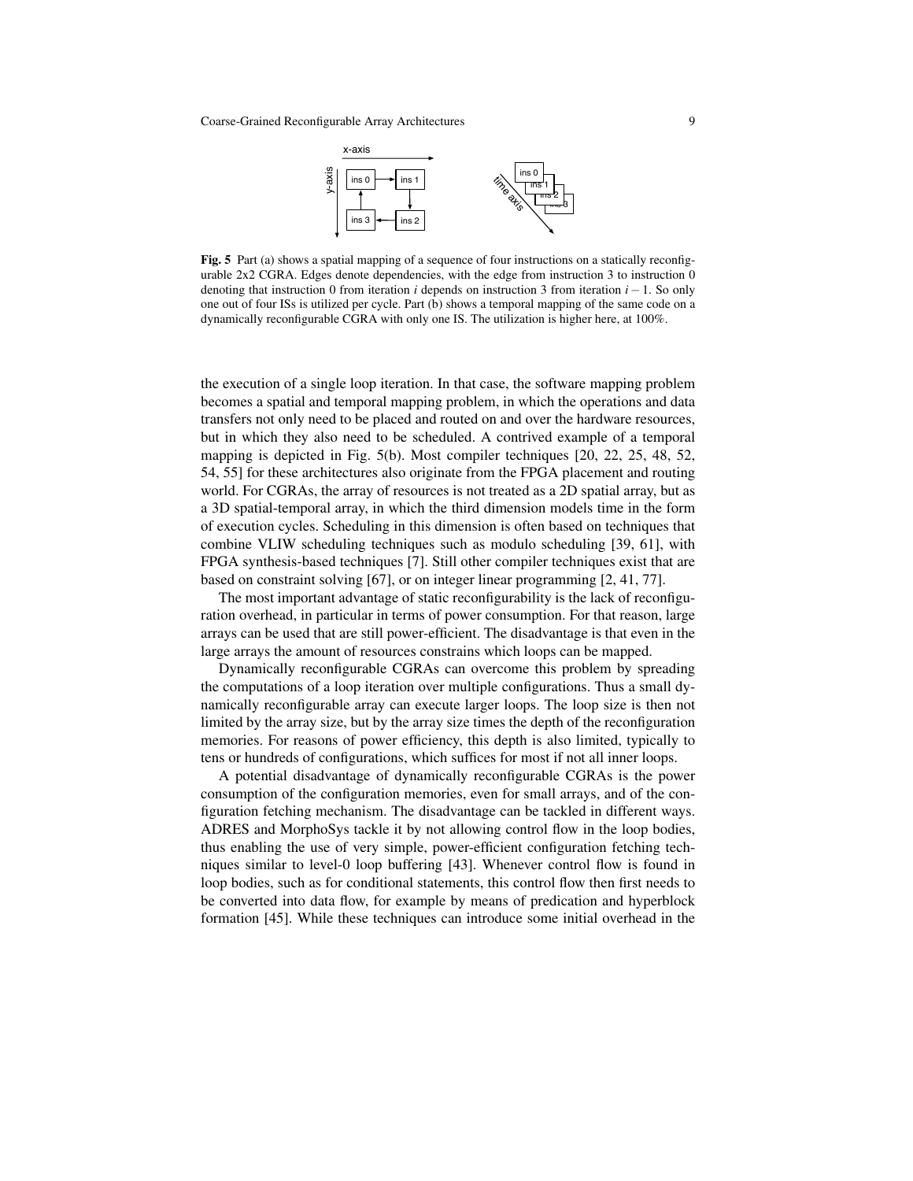**Fig. 5** Part (a) shows a spatial mapping of a sequence of four instructions on a statically reconfigurable 2x2 CGRA. Edges denote dependencies, with the edge from instruction 3 to instruction 0 denoting that instruction 0 from iteration $i$ depends on instruction 3 from iteration $i-1$. So only one out of four ISs is utilized per cycle. Part (b) shows a temporal mapping of the same code on a dynamically reconfigurable CGRA with only one IS. The utilization is higher here, at 100%.

the execution of a single loop iteration. In that case, the software mapping problem becomes a spatial and temporal mapping problem, in which the operations and data transfers not only need to be placed and routed on and over the hardware resources, but in which they also need to be scheduled. A contrived example of a temporal mapping is depicted in Fig. 5(b). Most compiler techniques [20, 22, 25, 48, 52, 54, 55] for these architectures also originate from the FPGA placement and routing world. For CGRAs, the array of resources is not treated as a 2D spatial array, but as a 3D spatial-temporal array, in which the third dimension models time in the form of execution cycles. Scheduling in this dimension is often based on techniques that combine VLIW scheduling techniques such as modulo scheduling [39, 61], with FPGA synthesis-based techniques [7]. Still other compiler techniques exist that are based on constraint solving [67], or on integer linear programming [2, 41, 77].

The most important advantage of static reconfigurability is the lack of reconfiguration overhead, in particular in terms of power consumption. For that reason, large arrays can be used that are still power-efficient. The disadvantage is that even in the large arrays the amount of resources constrains which loops can be mapped.

Dynamically reconfigurable CGRAs can overcome this problem by spreading the computations of a loop iteration over multiple configurations. Thus a small dynamically reconfigurable array can execute larger loops. The loop size is then not limited by the array size, but by the array size times the depth of the reconfiguration memories. For reasons of power efficiency, this depth is also limited, typically to tens or hundreds of configurations, which suffices for most if not all inner loops.

A potential disadvantage of dynamically reconfigurable CGRAs is the power consumption of the configuration memories, even for small arrays, and of the configuration fetching mechanism. The disadvantage can be tackled in different ways. ADRES and MorphoSys tackle it by not allowing control flow in the loop bodies, thus enabling the use of very simple, power-efficient configuration fetching techniques similar to level-0 loop buffering [43]. Whenever control flow is found in loop bodies, such as for conditional statements, this control flow then first needs to be converted into data flow, for example by means of predication and hyperblock formation [45]. While these techniques can introduce some initial overhead in the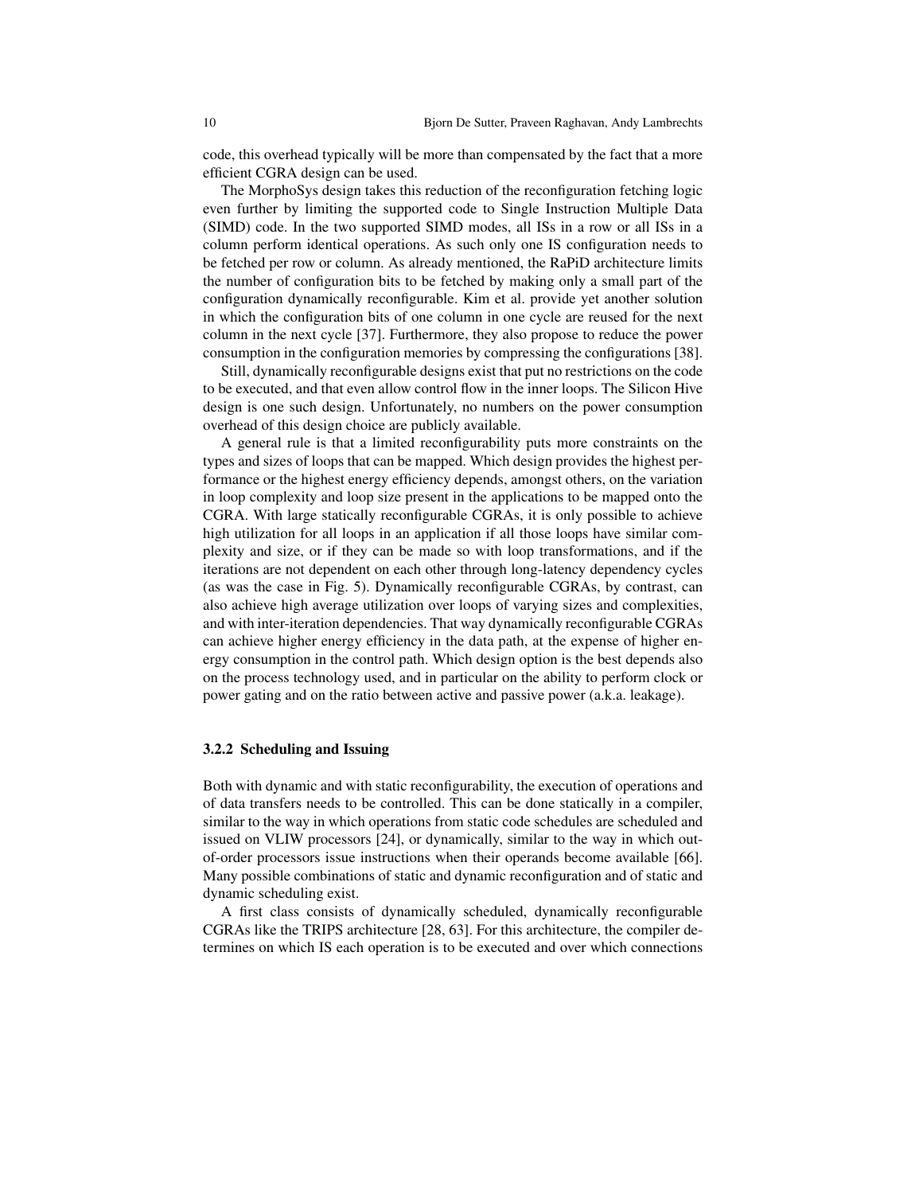code, this overhead typically will be more than compensated by the fact that a more efficient CGRA design can be used.

The MorphoSys design takes this reduction of the reconfiguration fetching logic even further by limiting the supported code to Single Instruction Multiple Data (SIMD) code. In the two supported SIMD modes, all ISs in a row or all ISs in a column perform identical operations. As such only one IS configuration needs to be fetched per row or column. As already mentioned, the RaPiD architecture limits the number of configuration bits to be fetched by making only a small part of the configuration dynamically reconfigurable. Kim et al. provide yet another solution in which the configuration bits of one column in one cycle are reused for the next column in the next cycle [37]. Furthermore, they also propose to reduce the power consumption in the configuration memories by compressing the configurations [38].

Still, dynamically reconfigurable designs exist that put no restrictions on the code to be executed, and that even allow control flow in the inner loops. The Silicon Hive design is one such design. Unfortunately, no numbers on the power consumption overhead of this design choice are publicly available.

A general rule is that a limited reconfigurability puts more constraints on the types and sizes of loops that can be mapped. Which design provides the highest performance or the highest energy efficiency depends, amongst others, on the variation in loop complexity and loop size present in the applications to be mapped onto the CGRA. With large statically reconfigurable CGRAs, it is only possible to achieve high utilization for all loops in an application if all those loops have similar complexity and size, or if they can be made so with loop transformations, and if the iterations are not dependent on each other through long-latency dependency cycles (as was the case in Fig. 5). Dynamically reconfigurable CGRAs, by contrast, can also achieve high average utilization over loops of varying sizes and complexities, and with inter-iteration dependencies. That way dynamically reconfigurable CGRAs can achieve higher energy efficiency in the data path, at the expense of higher energy consumption in the control path. Which design option is the best depends also on the process technology used, and in particular on the ability to perform clock or power gating and on the ratio between active and passive power (a.k.a. leakage).

### 3.2.2 Scheduling and Issuing

Both with dynamic and with static reconfigurability, the execution of operations and of data transfers needs to be controlled. This can be done statically in a compiler, similar to the way in which operations from static code schedules are scheduled and issued on VLIW processors [24], or dynamically, similar to the way in which out-of-order processors issue instructions when their operands become available [66]. Many possible combinations of static and dynamic reconfiguration and of static and dynamic scheduling exist.

A first class consists of dynamically scheduled, dynamically reconfigurable CGRAs like the TRIPS architecture [28, 63]. For this architecture, the compiler determines on which IS each operation is to be executed and over which connections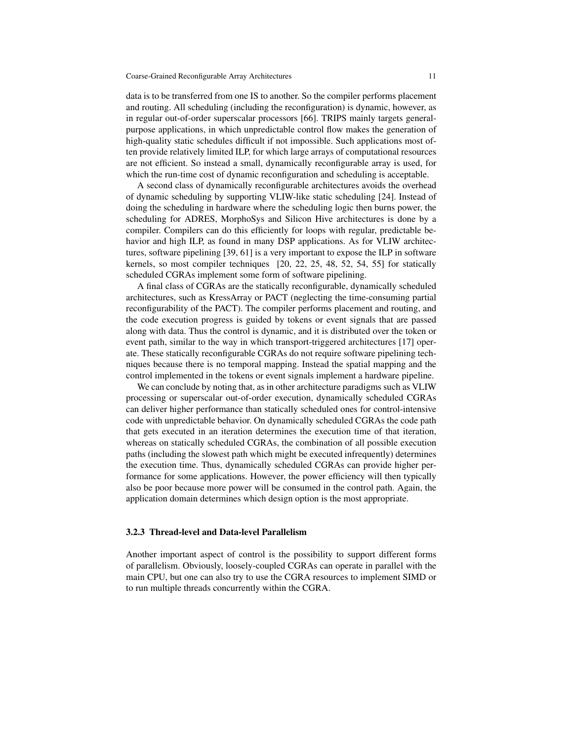data is to be transferred from one IS to another. So the compiler performs placement and routing. All scheduling (including the reconfiguration) is dynamic, however, as in regular out-of-order superscalar processors [66]. TRIPS mainly targets general-purpose applications, in which unpredictable control flow makes the generation of high-quality static schedules difficult if not impossible. Such applications most often provide relatively limited ILP, for which large arrays of computational resources are not efficient. So instead a small, dynamically reconfigurable array is used, for which the run-time cost of dynamic reconfiguration and scheduling is acceptable.

A second class of dynamically reconfigurable architectures avoids the overhead of dynamic scheduling by supporting VLIW-like static scheduling [24]. Instead of doing the scheduling in hardware where the scheduling logic then burns power, the scheduling for ADRES, MorphoSys and Silicon Hive architectures is done by a compiler. Compilers can do this efficiently for loops with regular, predictable behavior and high ILP, as found in many DSP applications. As for VLIW architectures, software pipelining [39, 61] is a very important to expose the ILP in software kernels, so most compiler techniques [20, 22, 25, 48, 52, 54, 55] for statically scheduled CGRAs implement some form of software pipelining.

A final class of CGRAs are the statically reconfigurable, dynamically scheduled architectures, such as KressArray or PACT (neglecting the time-consuming partial reconfigurability of the PACT). The compiler performs placement and routing, and the code execution progress is guided by tokens or event signals that are passed along with data. Thus the control is dynamic, and it is distributed over the token or event path, similar to the way in which transport-triggered architectures [17] operate. These statically reconfigurable CGRAs do not require software pipelining techniques because there is no temporal mapping. Instead the spatial mapping and the control implemented in the tokens or event signals implement a hardware pipeline.

We can conclude by noting that, as in other architecture paradigms such as VLIW processing or superscalar out-of-order execution, dynamically scheduled CGRAs can deliver higher performance than statically scheduled ones for control-intensive code with unpredictable behavior. On dynamically scheduled CGRAs the code path that gets executed in an iteration determines the execution time of that iteration, whereas on statically scheduled CGRAs, the combination of all possible execution paths (including the slowest path which might be executed infrequently) determines the execution time. Thus, dynamically scheduled CGRAs can provide higher performance for some applications. However, the power efficiency will then typically also be poor because more power will be consumed in the control path. Again, the application domain determines which design option is the most appropriate.

### 3.2.3 Thread-level and Data-level Parallelism

Another important aspect of control is the possibility to support different forms of parallelism. Obviously, loosely-coupled CGRAs can operate in parallel with the main CPU, but one can also try to use the CGRA resources to implement SIMD or to run multiple threads concurrently within the CGRA.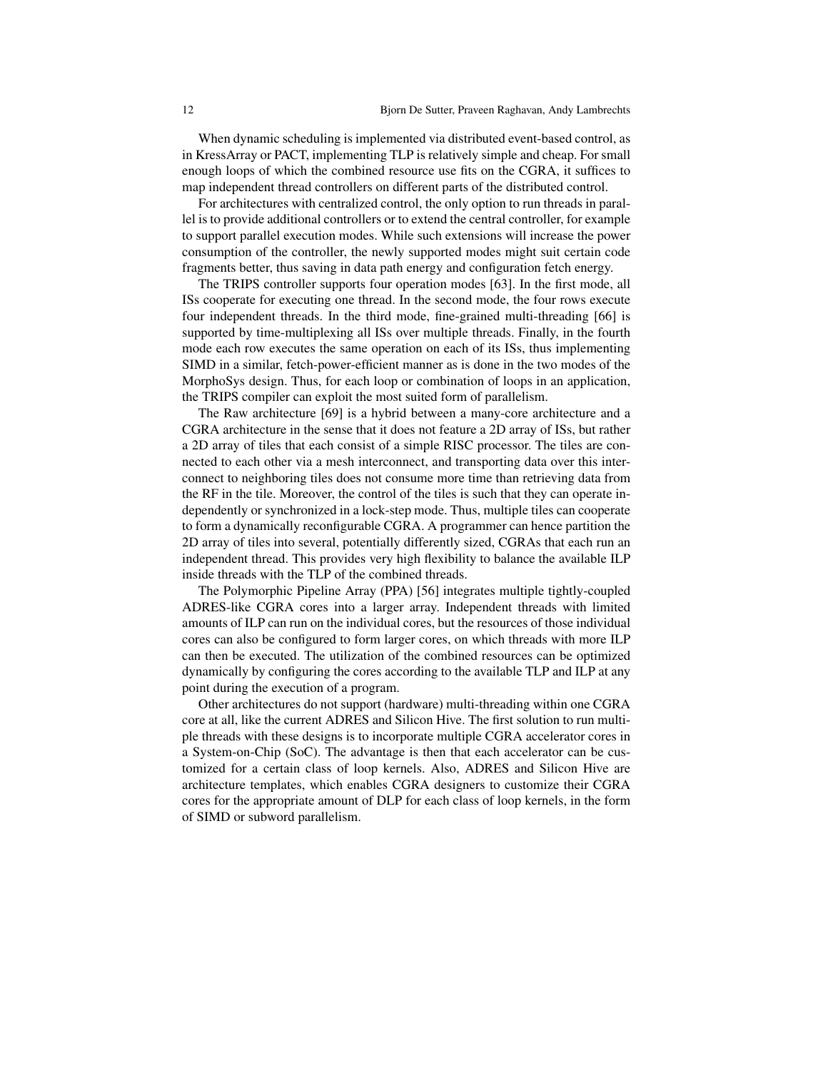When dynamic scheduling is implemented via distributed event-based control, as in KressArray or PACT, implementing TLP is relatively simple and cheap. For small enough loops of which the combined resource use fits on the CGRA, it suffices to map independent thread controllers on different parts of the distributed control.

For architectures with centralized control, the only option to run threads in parallel is to provide additional controllers or to extend the central controller, for example to support parallel execution modes. While such extensions will increase the power consumption of the controller, the newly supported modes might suit certain code fragments better, thus saving in data path energy and configuration fetch energy.

The TRIPS controller supports four operation modes [63]. In the first mode, all ISs cooperate for executing one thread. In the second mode, the four rows execute four independent threads. In the third mode, fine-grained multi-threading [66] is supported by time-multiplexing all ISs over multiple threads. Finally, in the fourth mode each row executes the same operation on each of its ISs, thus implementing SIMD in a similar, fetch-power-efficient manner as is done in the two modes of the MorphoSys design. Thus, for each loop or combination of loops in an application, the TRIPS compiler can exploit the most suited form of parallelism.

The Raw architecture [69] is a hybrid between a many-core architecture and a CGRA architecture in the sense that it does not feature a 2D array of ISs, but rather a 2D array of tiles that each consist of a simple RISC processor. The tiles are connected to each other via a mesh interconnect, and transporting data over this interconnect to neighboring tiles does not consume more time than retrieving data from the RF in the tile. Moreover, the control of the tiles is such that they can operate independently or synchronized in a lock-step mode. Thus, multiple tiles can cooperate to form a dynamically reconfigurable CGRA. A programmer can hence partition the 2D array of tiles into several, potentially differently sized, CGRAs that each run an independent thread. This provides very high flexibility to balance the available ILP inside threads with the TLP of the combined threads.

The Polymorphic Pipeline Array (PPA) [56] integrates multiple tightly-coupled ADRES-like CGRA cores into a larger array. Independent threads with limited amounts of ILP can run on the individual cores, but the resources of those individual cores can also be configured to form larger cores, on which threads with more ILP can then be executed. The utilization of the combined resources can be optimized dynamically by configuring the cores according to the available TLP and ILP at any point during the execution of a program.

Other architectures do not support (hardware) multi-threading within one CGRA core at all, like the current ADRES and Silicon Hive. The first solution to run multiple threads with these designs is to incorporate multiple CGRA accelerator cores in a System-on-Chip (SoC). The advantage is then that each accelerator can be customized for a certain class of loop kernels. Also, ADRES and Silicon Hive are architecture templates, which enables CGRA designers to customize their CGRA cores for the appropriate amount of DLP for each class of loop kernels, in the form of SIMD or subword parallelism.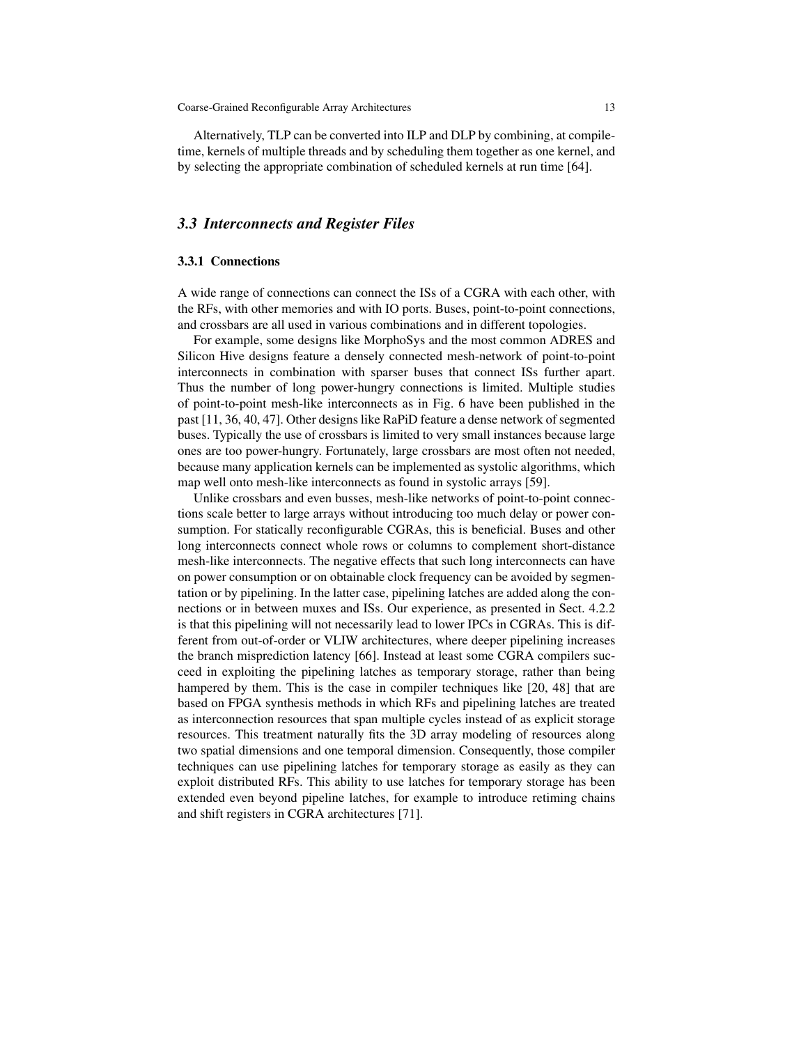Alternatively, TLP can be converted into ILP and DLP by combining, at compile-time, kernels of multiple threads and by scheduling them together as one kernel, and by selecting the appropriate combination of scheduled kernels at run time [64].

## *3.3 Interconnects and Register Files*

### 3.3.1 Connections

A wide range of connections can connect the ISs of a CGRA with each other, with the RFs, with other memories and with IO ports. Buses, point-to-point connections, and crossbars are all used in various combinations and in different topologies.

For example, some designs like MorphoSys and the most common ADRES and Silicon Hive designs feature a densely connected mesh-network of point-to-point interconnects in combination with sparser buses that connect ISs further apart. Thus the number of long power-hungry connections is limited. Multiple studies of point-to-point mesh-like interconnects as in Fig. 6 have been published in the past [11, 36, 40, 47]. Other designs like RaPiD feature a dense network of segmented buses. Typically the use of crossbars is limited to very small instances because large ones are too power-hungry. Fortunately, large crossbars are most often not needed, because many application kernels can be implemented as systolic algorithms, which map well onto mesh-like interconnects as found in systolic arrays [59].

Unlike crossbars and even busses, mesh-like networks of point-to-point connections scale better to large arrays without introducing too much delay or power consumption. For statically reconfigurable CGRAs, this is beneficial. Buses and other long interconnects connect whole rows or columns to complement short-distance mesh-like interconnects. The negative effects that such long interconnects can have on power consumption or on obtainable clock frequency can be avoided by segmentation or by pipelining. In the latter case, pipelining latches are added along the connections or in between muxes and ISs. Our experience, as presented in Sect. 4.2.2 is that this pipelining will not necessarily lead to lower IPCs in CGRAs. This is different from out-of-order or VLIW architectures, where deeper pipelining increases the branch misprediction latency [66]. Instead at least some CGRA compilers succeed in exploiting the pipelining latches as temporary storage, rather than being hampered by them. This is the case in compiler techniques like [20, 48] that are based on FPGA synthesis methods in which RFs and pipelining latches are treated as interconnection resources that span multiple cycles instead of as explicit storage resources. This treatment naturally fits the 3D array modeling of resources along two spatial dimensions and one temporal dimension. Consequently, those compiler techniques can use pipelining latches for temporary storage as easily as they can exploit distributed RFs. This ability to use latches for temporary storage has been extended even beyond pipeline latches, for example to introduce retiming chains and shift registers in CGRA architectures [71].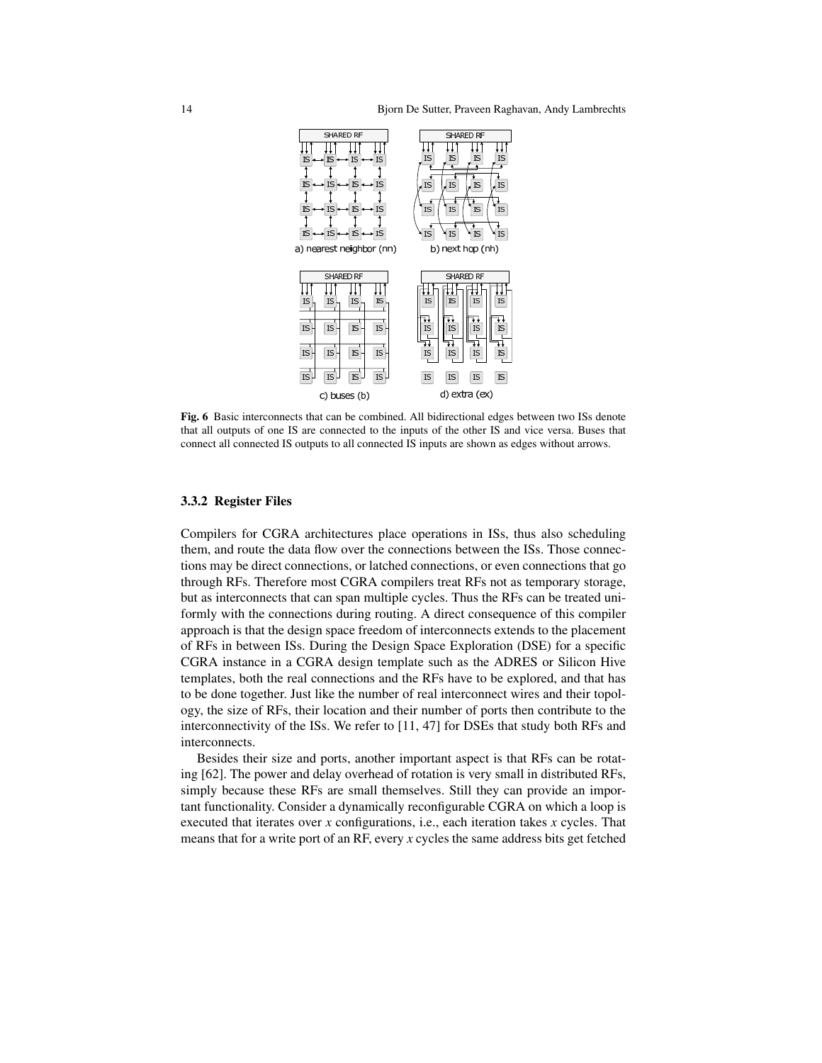SHARED RF

a) nearest neighbor (nn)

b) next hop (nh)

c) buses (b)

d) extra (ex)

**Fig. 6** Basic interconnects that can be combined. All bidirectional edges between two ISs denote that all outputs of one IS are connected to the inputs of the other IS and vice versa. Buses that connect all connected IS outputs to all connected IS inputs are shown as edges without arrows.

### 3.3.2 Register Files

Compilers for CGRA architectures place operations in ISs, thus also scheduling them, and route the data flow over the connections between the ISs. Those connections may be direct connections, or latched connections, or even connections that go through RFs. Therefore most CGRA compilers treat RFs not as temporary storage, but as interconnects that can span multiple cycles. Thus the RFs can be treated uniformly with the connections during routing. A direct consequence of this compiler approach is that the design space freedom of interconnects extends to the placement of RFs in between ISs. During the Design Space Exploration (DSE) for a specific CGRA instance in a CGRA design template such as the ADRES or Silicon Hive templates, both the real connections and the RFs have to be explored, and that has to be done together. Just like the number of real interconnect wires and their topology, the size of RFs, their location and their number of ports then contribute to the interconnectivity of the ISs. We refer to [11, 47] for DSEs that study both RFs and interconnects.

Besides their size and ports, another important aspect is that RFs can be rotating [62]. The power and delay overhead of rotation is very small in distributed RFs, simply because these RFs are small themselves. Still they can provide an important functionality. Consider a dynamically reconfigurable CGRA on which a loop is executed that iterates over $x$ configurations, i.e., each iteration takes $x$ cycles. That means that for a write port of an RF, every $x$ cycles the same address bits get fetched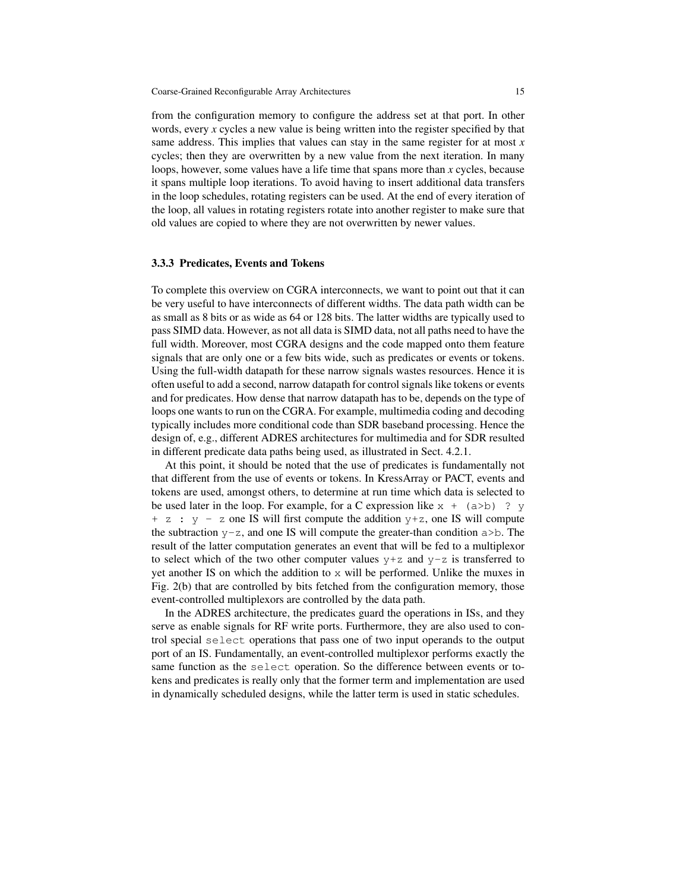from the configuration memory to configure the address set at that port. In other words, every $x$ cycles a new value is being written into the register specified by that same address. This implies that values can stay in the same register for at most $x$ cycles; then they are overwritten by a new value from the next iteration. In many loops, however, some values have a life time that spans more than $x$ cycles, because it spans multiple loop iterations. To avoid having to insert additional data transfers in the loop schedules, rotating registers can be used. At the end of every iteration of the loop, all values in rotating registers rotate into another register to make sure that old values are copied to where they are not overwritten by newer values.

### 3.3.3 Predicates, Events and Tokens

To complete this overview on CGRA interconnects, we want to point out that it can be very useful to have interconnects of different widths. The data path width can be as small as 8 bits or as wide as 64 or 128 bits. The latter widths are typically used to pass SIMD data. However, as not all data is SIMD data, not all paths need to have the full width. Moreover, most CGRA designs and the code mapped onto them feature signals that are only one or a few bits wide, such as predicates or events or tokens. Using the full-width datapath for these narrow signals wastes resources. Hence it is often useful to add a second, narrow datapath for control signals like tokens or events and for predicates. How dense that narrow datapath has to be, depends on the type of loops one wants to run on the CGRA. For example, multimedia coding and decoding typically includes more conditional code than SDR baseband processing. Hence the design of, e.g., different ADRES architectures for multimedia and for SDR resulted in different predicate data paths being used, as illustrated in Sect. 4.2.1.

At this point, it should be noted that the use of predicates is fundamentally not that different from the use of events or tokens. In KressArray or PACT, events and tokens are used, amongst others, to determine at run time which data is selected to be used later in the loop. For example, for a C expression like `x + (a>b) ? y + z : y - z` one IS will first compute the addition `y+z`, one IS will compute the subtraction `y-z`, and one IS will compute the greater-than condition `a>b`. The result of the latter computation generates an event that will be fed to a multiplexor to select which of the two other computer values `y+z` and `y-z` is transferred to yet another IS on which the addition to `x` will be performed. Unlike the muxes in Fig. 2(b) that are controlled by bits fetched from the configuration memory, those event-controlled multiplexors are controlled by the data path.

In the ADRES architecture, the predicates guard the operations in ISs, and they serve as enable signals for RF write ports. Furthermore, they are also used to control special `select` operations that pass one of two input operands to the output port of an IS. Fundamentally, an event-controlled multiplexor performs exactly the same function as the `select` operation. So the difference between events or tokens and predicates is really only that the former term and implementation are used in dynamically scheduled designs, while the latter term is used in static schedules.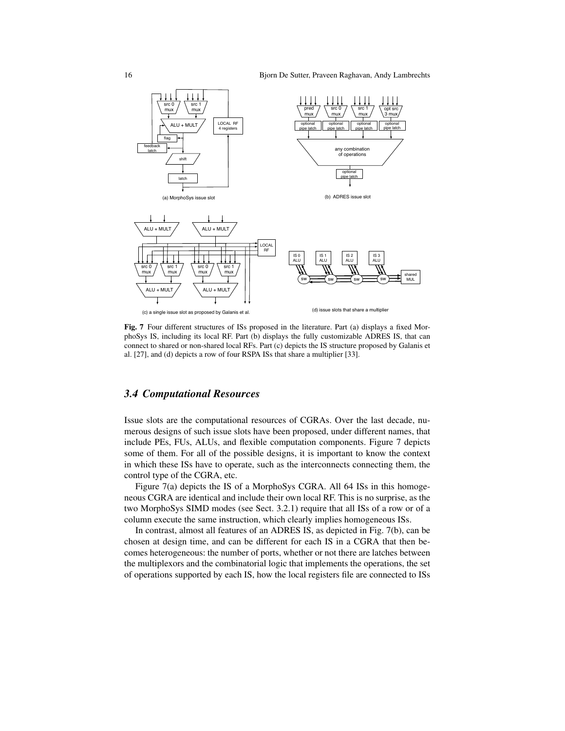**Fig. 7** Four different structures of ISs proposed in the literature. Part (a) displays a fixed MorphoSys IS, including its local RF. Part (b) displays the fully customizable ADRES IS, that can connect to shared or non-shared local RFs. Part (c) depicts the IS structure proposed by Galanis et al. [27], and (d) depicts a row of four RSPA ISs that share a multiplier [33].

### 3.4 Computational Resources

Issue slots are the computational resources of CGRAs. Over the last decade, numerous designs of such issue slots have been proposed, under different names, that include PEs, FUs, ALUs, and flexible computation components. Figure 7 depicts some of them. For all of the possible designs, it is important to know the context in which these ISs have to operate, such as the interconnects connecting them, the control type of the CGRA, etc.

Figure 7(a) depicts the IS of a MorphoSys CGRA. All 64 ISs in this homogeneous CGRA are identical and include their own local RF. This is no surprise, as the two MorphoSys SIMD modes (see Sect. 3.2.1) require that all ISs of a row or of a column execute the same instruction, which clearly implies homogeneous ISs.

In contrast, almost all features of an ADRES IS, as depicted in Fig. 7(b), can be chosen at design time, and can be different for each IS in a CGRA that then becomes heterogeneous: the number of ports, whether or not there are latches between the multiplexors and the combinatorial logic that implements the operations, the set of operations supported by each IS, how the local registers file are connected to ISs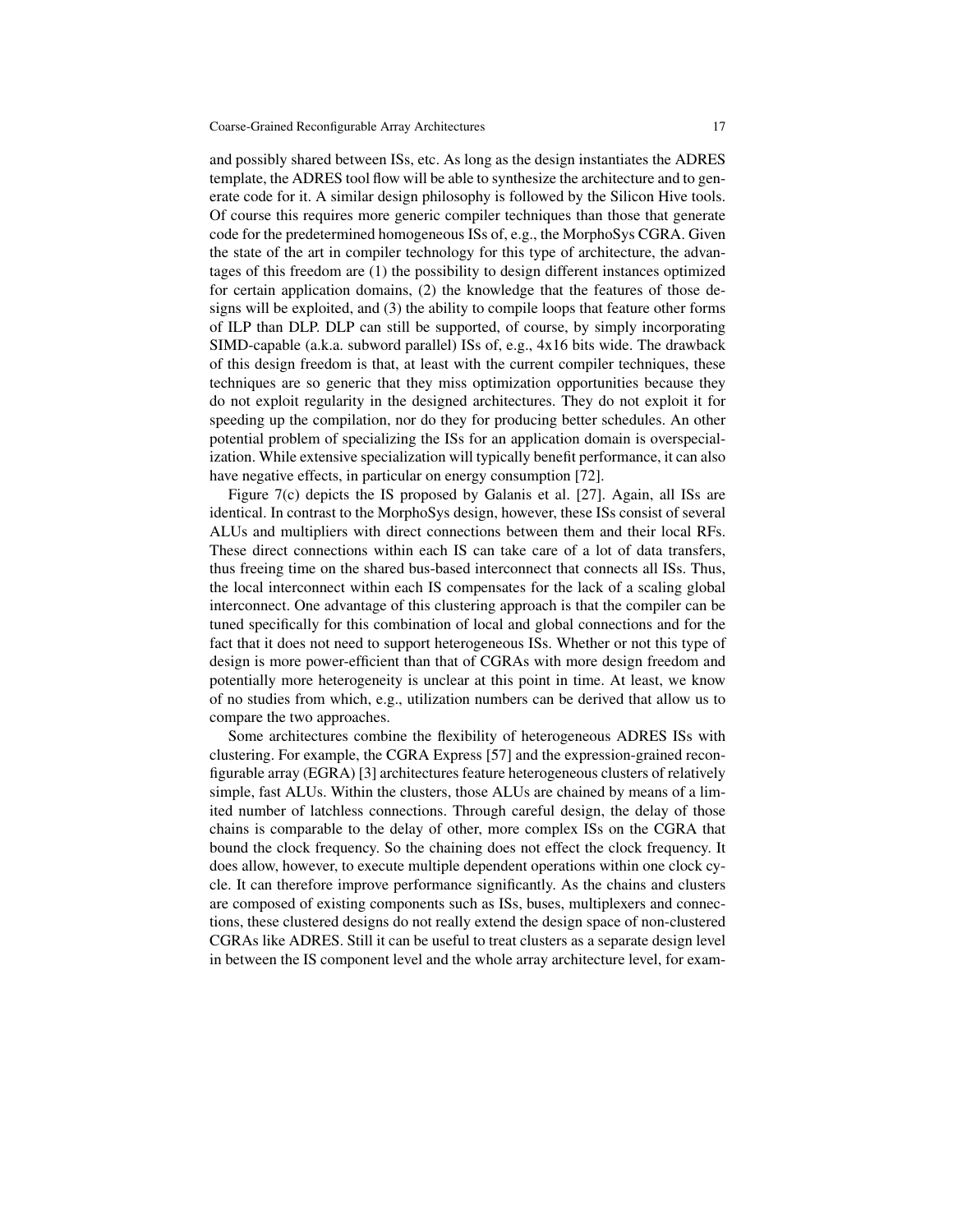and possibly shared between ISs, etc. As long as the design instantiates the ADRES template, the ADRES tool flow will be able to synthesize the architecture and to generate code for it. A similar design philosophy is followed by the Silicon Hive tools. Of course this requires more generic compiler techniques than those that generate code for the predetermined homogeneous ISs of, e.g., the MorphoSys CGRA. Given the state of the art in compiler technology for this type of architecture, the advantages of this freedom are (1) the possibility to design different instances optimized for certain application domains, (2) the knowledge that the features of those designs will be exploited, and (3) the ability to compile loops that feature other forms of ILP than DLP. DLP can still be supported, of course, by simply incorporating SIMD-capable (a.k.a. subword parallel) ISs of, e.g., 4x16 bits wide. The drawback of this design freedom is that, at least with the current compiler techniques, these techniques are so generic that they miss optimization opportunities because they do not exploit regularity in the designed architectures. They do not exploit it for speeding up the compilation, nor do they for producing better schedules. An other potential problem of specializing the ISs for an application domain is overspecialization. While extensive specialization will typically benefit performance, it can also have negative effects, in particular on energy consumption [72].

Figure 7(c) depicts the IS proposed by Galanis et al. [27]. Again, all ISs are identical. In contrast to the MorphoSys design, however, these ISs consist of several ALUs and multipliers with direct connections between them and their local RFs. These direct connections within each IS can take care of a lot of data transfers, thus freeing time on the shared bus-based interconnect that connects all ISs. Thus, the local interconnect within each IS compensates for the lack of a scaling global interconnect. One advantage of this clustering approach is that the compiler can be tuned specifically for this combination of local and global connections and for the fact that it does not need to support heterogeneous ISs. Whether or not this type of design is more power-efficient than that of CGRAs with more design freedom and potentially more heterogeneity is unclear at this point in time. At least, we know of no studies from which, e.g., utilization numbers can be derived that allow us to compare the two approaches.

Some architectures combine the flexibility of heterogeneous ADRES ISs with clustering. For example, the CGRA Express [57] and the expression-grained reconfigurable array (EGRA) [3] architectures feature heterogeneous clusters of relatively simple, fast ALUs. Within the clusters, those ALUs are chained by means of a limited number of latchless connections. Through careful design, the delay of those chains is comparable to the delay of other, more complex ISs on the CGRA that bound the clock frequency. So the chaining does not effect the clock frequency. It does allow, however, to execute multiple dependent operations within one clock cycle. It can therefore improve performance significantly. As the chains and clusters are composed of existing components such as ISs, buses, multiplexers and connections, these clustered designs do not really extend the design space of non-clustered CGRAs like ADRES. Still it can be useful to treat clusters as a separate design level in between the IS component level and the whole array architecture level, for exam-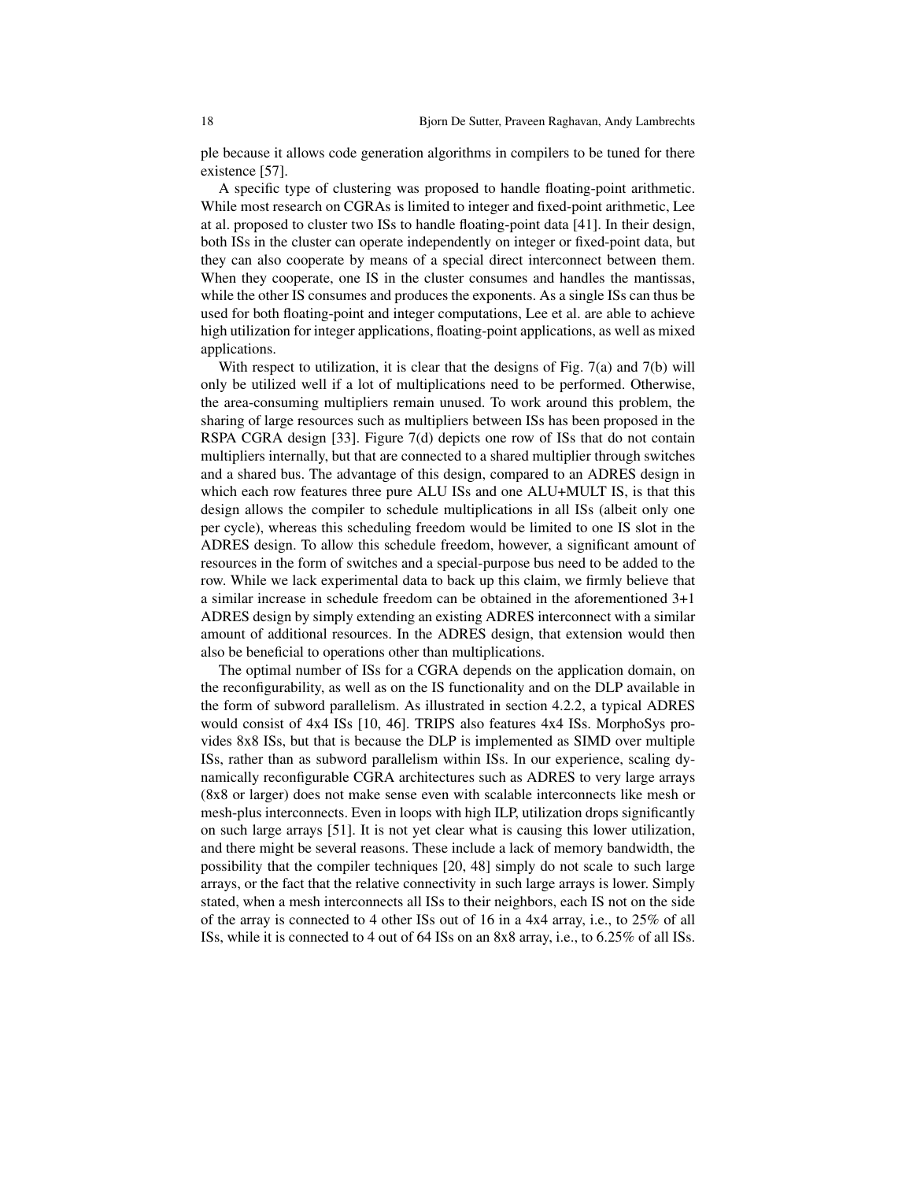ple because it allows code generation algorithms in compilers to be tuned for there existence [57].

A specific type of clustering was proposed to handle floating-point arithmetic. While most research on CGRAs is limited to integer and fixed-point arithmetic, Lee at al. proposed to cluster two ISs to handle floating-point data [41]. In their design, both ISs in the cluster can operate independently on integer or fixed-point data, but they can also cooperate by means of a special direct interconnect between them. When they cooperate, one IS in the cluster consumes and handles the mantissas, while the other IS consumes and produces the exponents. As a single ISs can thus be used for both floating-point and integer computations, Lee et al. are able to achieve high utilization for integer applications, floating-point applications, as well as mixed applications.

With respect to utilization, it is clear that the designs of Fig. 7(a) and 7(b) will only be utilized well if a lot of multiplications need to be performed. Otherwise, the area-consuming multipliers remain unused. To work around this problem, the sharing of large resources such as multipliers between ISs has been proposed in the RSPA CGRA design [33]. Figure 7(d) depicts one row of ISs that do not contain multipliers internally, but that are connected to a shared multiplier through switches and a shared bus. The advantage of this design, compared to an ADRES design in which each row features three pure ALU ISs and one ALU+MULT IS, is that this design allows the compiler to schedule multiplications in all ISs (albeit only one per cycle), whereas this scheduling freedom would be limited to one IS slot in the ADRES design. To allow this schedule freedom, however, a significant amount of resources in the form of switches and a special-purpose bus need to be added to the row. While we lack experimental data to back up this claim, we firmly believe that a similar increase in schedule freedom can be obtained in the aforementioned 3+1 ADRES design by simply extending an existing ADRES interconnect with a similar amount of additional resources. In the ADRES design, that extension would then also be beneficial to operations other than multiplications.

The optimal number of ISs for a CGRA depends on the application domain, on the reconfigurability, as well as on the IS functionality and on the DLP available in the form of subword parallelism. As illustrated in section 4.2.2, a typical ADRES would consist of 4x4 ISs [10, 46]. TRIPS also features 4x4 ISs. MorphoSys provides 8x8 ISs, but that is because the DLP is implemented as SIMD over multiple ISs, rather than as subword parallelism within ISs. In our experience, scaling dynamically reconfigurable CGRA architectures such as ADRES to very large arrays (8x8 or larger) does not make sense even with scalable interconnects like mesh or mesh-plus interconnects. Even in loops with high ILP, utilization drops significantly on such large arrays [51]. It is not yet clear what is causing this lower utilization, and there might be several reasons. These include a lack of memory bandwidth, the possibility that the compiler techniques [20, 48] simply do not scale to such large arrays, or the fact that the relative connectivity in such large arrays is lower. Simply stated, when a mesh interconnects all ISs to their neighbors, each IS not on the side of the array is connected to 4 other ISs out of 16 in a 4x4 array, i.e., to 25% of all ISs, while it is connected to 4 out of 64 ISs on an 8x8 array, i.e., to 6.25% of all ISs.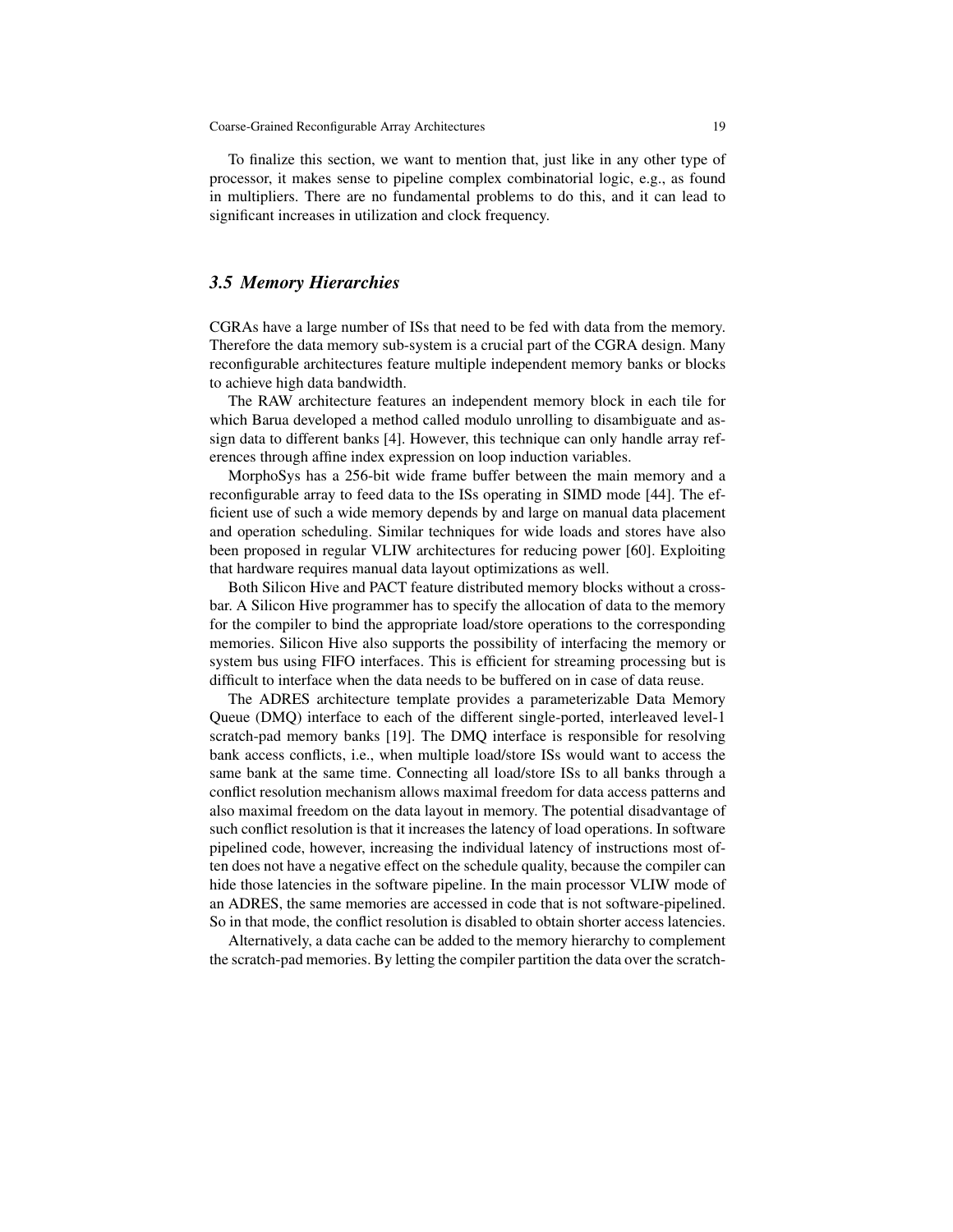To finalize this section, we want to mention that, just like in any other type of processor, it makes sense to pipeline complex combinatorial logic, e.g., as found in multipliers. There are no fundamental problems to do this, and it can lead to significant increases in utilization and clock frequency.

### *3.5 Memory Hierarchies*

CGRAs have a large number of ISs that need to be fed with data from the memory. Therefore the data memory sub-system is a crucial part of the CGRA design. Many reconfigurable architectures feature multiple independent memory banks or blocks to achieve high data bandwidth.

The RAW architecture features an independent memory block in each tile for which Barua developed a method called modulo unrolling to disambiguate and assign data to different banks [4]. However, this technique can only handle array references through affine index expression on loop induction variables.

MorphoSys has a 256-bit wide frame buffer between the main memory and a reconfigurable array to feed data to the ISs operating in SIMD mode [44]. The efficient use of such a wide memory depends by and large on manual data placement and operation scheduling. Similar techniques for wide loads and stores have also been proposed in regular VLIW architectures for reducing power [60]. Exploiting that hardware requires manual data layout optimizations as well.

Both Silicon Hive and PACT feature distributed memory blocks without a crossbar. A Silicon Hive programmer has to specify the allocation of data to the memory for the compiler to bind the appropriate load/store operations to the corresponding memories. Silicon Hive also supports the possibility of interfacing the memory or system bus using FIFO interfaces. This is efficient for streaming processing but is difficult to interface when the data needs to be buffered on in case of data reuse.

The ADRES architecture template provides a parameterizable Data Memory Queue (DMQ) interface to each of the different single-ported, interleaved level-1 scratch-pad memory banks [19]. The DMQ interface is responsible for resolving bank access conflicts, i.e., when multiple load/store ISs would want to access the same bank at the same time. Connecting all load/store ISs to all banks through a conflict resolution mechanism allows maximal freedom for data access patterns and also maximal freedom on the data layout in memory. The potential disadvantage of such conflict resolution is that it increases the latency of load operations. In software pipelined code, however, increasing the individual latency of instructions most often does not have a negative effect on the schedule quality, because the compiler can hide those latencies in the software pipeline. In the main processor VLIW mode of an ADRES, the same memories are accessed in code that is not software-pipelined. So in that mode, the conflict resolution is disabled to obtain shorter access latencies.

Alternatively, a data cache can be added to the memory hierarchy to complement the scratch-pad memories. By letting the compiler partition the data over the scratch-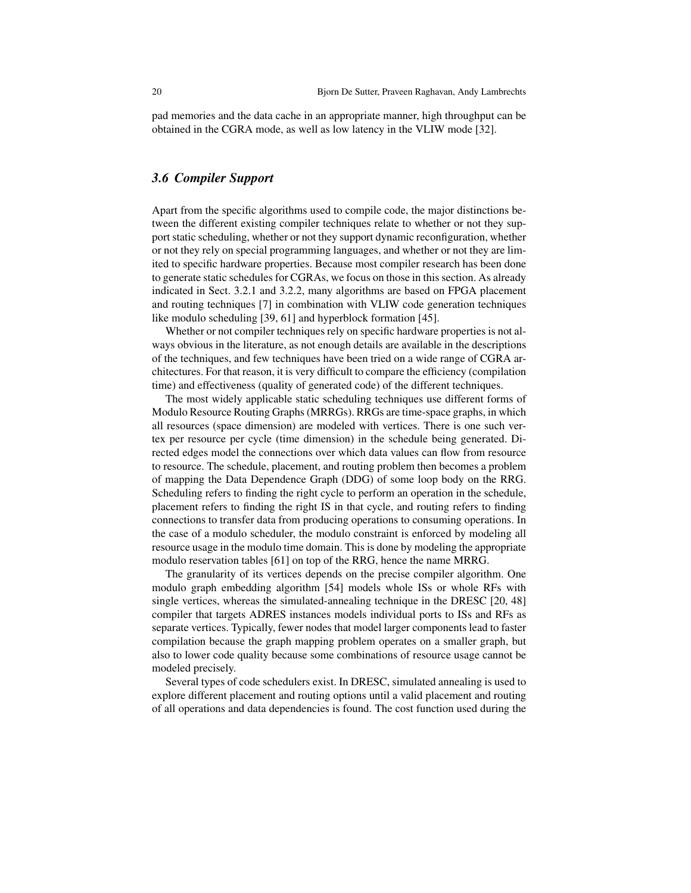pad memories and the data cache in an appropriate manner, high throughput can be obtained in the CGRA mode, as well as low latency in the VLIW mode [32].

### *3.6 Compiler Support*

Apart from the specific algorithms used to compile code, the major distinctions between the different existing compiler techniques relate to whether or not they support static scheduling, whether or not they support dynamic reconfiguration, whether or not they rely on special programming languages, and whether or not they are limited to specific hardware properties. Because most compiler research has been done to generate static schedules for CGRAs, we focus on those in this section. As already indicated in Sect. 3.2.1 and 3.2.2, many algorithms are based on FPGA placement and routing techniques [7] in combination with VLIW code generation techniques like modulo scheduling [39, 61] and hyperblock formation [45].

Whether or not compiler techniques rely on specific hardware properties is not always obvious in the literature, as not enough details are available in the descriptions of the techniques, and few techniques have been tried on a wide range of CGRA architectures. For that reason, it is very difficult to compare the efficiency (compilation time) and effectiveness (quality of generated code) of the different techniques.

The most widely applicable static scheduling techniques use different forms of Modulo Resource Routing Graphs (MRRGs). RRGs are time-space graphs, in which all resources (space dimension) are modeled with vertices. There is one such vertex per resource per cycle (time dimension) in the schedule being generated. Directed edges model the connections over which data values can flow from resource to resource. The schedule, placement, and routing problem then becomes a problem of mapping the Data Dependence Graph (DDG) of some loop body on the RRG. Scheduling refers to finding the right cycle to perform an operation in the schedule, placement refers to finding the right IS in that cycle, and routing refers to finding connections to transfer data from producing operations to consuming operations. In the case of a modulo scheduler, the modulo constraint is enforced by modeling all resource usage in the modulo time domain. This is done by modeling the appropriate modulo reservation tables [61] on top of the RRG, hence the name MRRG.

The granularity of its vertices depends on the precise compiler algorithm. One modulo graph embedding algorithm [54] models whole ISs or whole RFs with single vertices, whereas the simulated-annealing technique in the DRESC [20, 48] compiler that targets ADRES instances models individual ports to ISs and RFs as separate vertices. Typically, fewer nodes that model larger components lead to faster compilation because the graph mapping problem operates on a smaller graph, but also to lower code quality because some combinations of resource usage cannot be modeled precisely.

Several types of code schedulers exist. In DRESC, simulated annealing is used to explore different placement and routing options until a valid placement and routing of all operations and data dependencies is found. The cost function used during the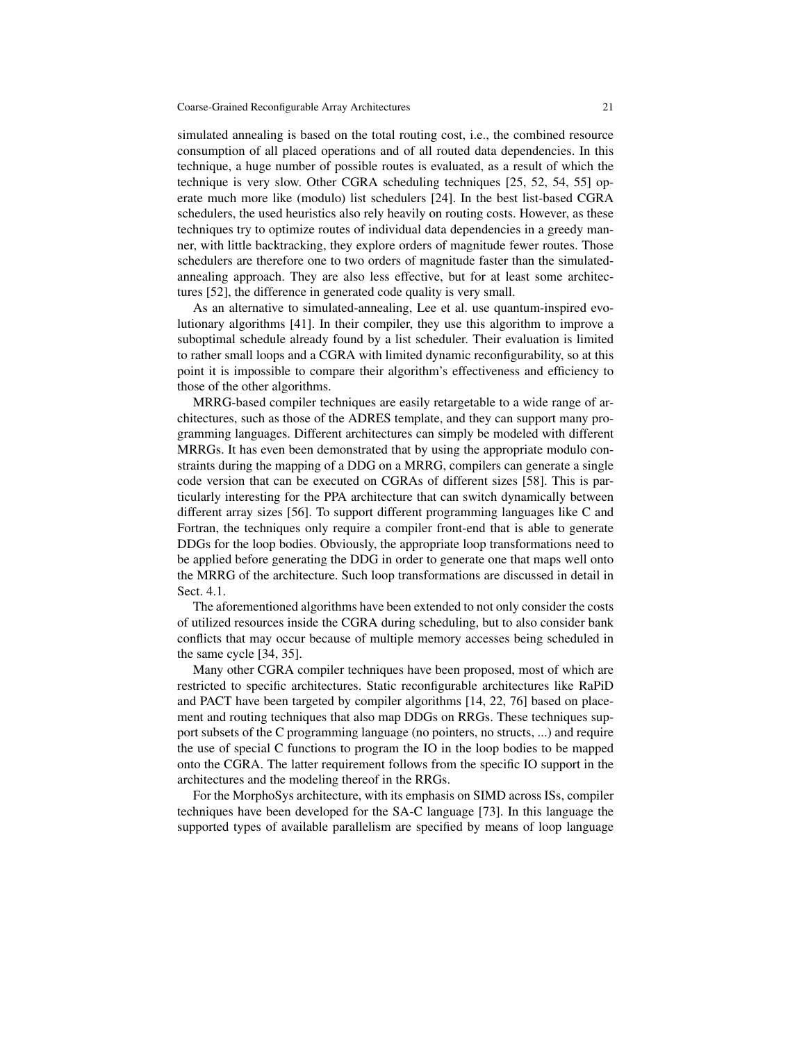simulated annealing is based on the total routing cost, i.e., the combined resource consumption of all placed operations and of all routed data dependencies. In this technique, a huge number of possible routes is evaluated, as a result of which the technique is very slow. Other CGRA scheduling techniques [25, 52, 54, 55] operate much more like (modulo) list schedulers [24]. In the best list-based CGRA schedulers, the used heuristics also rely heavily on routing costs. However, as these techniques try to optimize routes of individual data dependencies in a greedy manner, with little backtracking, they explore orders of magnitude fewer routes. Those schedulers are therefore one to two orders of magnitude faster than the simulated-annealing approach. They are also less effective, but for at least some architectures [52], the difference in generated code quality is very small.

As an alternative to simulated-annealing, Lee et al. use quantum-inspired evolutionary algorithms [41]. In their compiler, they use this algorithm to improve a suboptimal schedule already found by a list scheduler. Their evaluation is limited to rather small loops and a CGRA with limited dynamic reconfigurability, so at this point it is impossible to compare their algorithm's effectiveness and efficiency to those of the other algorithms.

MRRG-based compiler techniques are easily retargetable to a wide range of architectures, such as those of the ADRES template, and they can support many programming languages. Different architectures can simply be modeled with different MRRGs. It has even been demonstrated that by using the appropriate modulo constraints during the mapping of a DDG on a MRRG, compilers can generate a single code version that can be executed on CGRAs of different sizes [58]. This is particularly interesting for the PPA architecture that can switch dynamically between different array sizes [56]. To support different programming languages like C and Fortran, the techniques only require a compiler front-end that is able to generate DDGs for the loop bodies. Obviously, the appropriate loop transformations need to be applied before generating the DDG in order to generate one that maps well onto the MRRG of the architecture. Such loop transformations are discussed in detail in Sect. 4.1.

The aforementioned algorithms have been extended to not only consider the costs of utilized resources inside the CGRA during scheduling, but to also consider bank conflicts that may occur because of multiple memory accesses being scheduled in the same cycle [34, 35].

Many other CGRA compiler techniques have been proposed, most of which are restricted to specific architectures. Static reconfigurable architectures like RaPiD and PACT have been targeted by compiler algorithms [14, 22, 76] based on placement and routing techniques that also map DDGs on RRGs. These techniques support subsets of the C programming language (no pointers, no structs, ...) and require the use of special C functions to program the IO in the loop bodies to be mapped onto the CGRA. The latter requirement follows from the specific IO support in the architectures and the modeling thereof in the RRGs.

For the MorphoSys architecture, with its emphasis on SIMD across ISs, compiler techniques have been developed for the SA-C language [73]. In this language the supported types of available parallelism are specified by means of loop language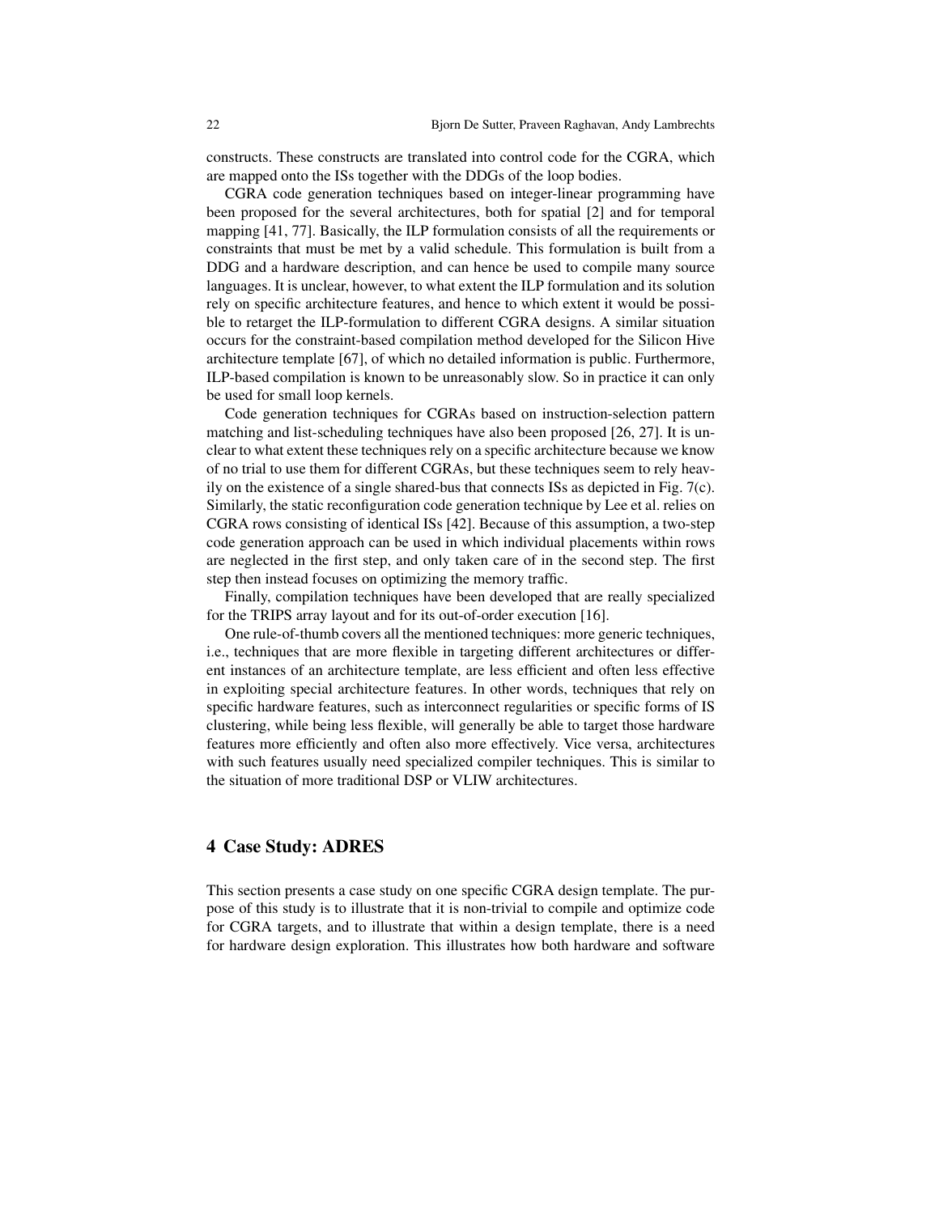constructs. These constructs are translated into control code for the CGRA, which are mapped onto the ISs together with the DDGs of the loop bodies.

CGRA code generation techniques based on integer-linear programming have been proposed for the several architectures, both for spatial [2] and for temporal mapping [41, 77]. Basically, the ILP formulation consists of all the requirements or constraints that must be met by a valid schedule. This formulation is built from a DDG and a hardware description, and can hence be used to compile many source languages. It is unclear, however, to what extent the ILP formulation and its solution rely on specific architecture features, and hence to which extent it would be possible to retarget the ILP-formulation to different CGRA designs. A similar situation occurs for the constraint-based compilation method developed for the Silicon Hive architecture template [67], of which no detailed information is public. Furthermore, ILP-based compilation is known to be unreasonably slow. So in practice it can only be used for small loop kernels.

Code generation techniques for CGRAs based on instruction-selection pattern matching and list-scheduling techniques have also been proposed [26, 27]. It is unclear to what extent these techniques rely on a specific architecture because we know of no trial to use them for different CGRAs, but these techniques seem to rely heavily on the existence of a single shared-bus that connects ISs as depicted in Fig. 7(c). Similarly, the static reconfiguration code generation technique by Lee et al. relies on CGRA rows consisting of identical ISs [42]. Because of this assumption, a two-step code generation approach can be used in which individual placements within rows are neglected in the first step, and only taken care of in the second step. The first step then instead focuses on optimizing the memory traffic.

Finally, compilation techniques have been developed that are really specialized for the TRIPS array layout and for its out-of-order execution [16].

One rule-of-thumb covers all the mentioned techniques: more generic techniques, i.e., techniques that are more flexible in targeting different architectures or different instances of an architecture template, are less efficient and often less effective in exploiting special architecture features. In other words, techniques that rely on specific hardware features, such as interconnect regularities or specific forms of IS clustering, while being less flexible, will generally be able to target those hardware features more efficiently and often also more effectively. Vice versa, architectures with such features usually need specialized compiler techniques. This is similar to the situation of more traditional DSP or VLIW architectures.

## 4 Case Study: ADRES

This section presents a case study on one specific CGRA design template. The purpose of this study is to illustrate that it is non-trivial to compile and optimize code for CGRA targets, and to illustrate that within a design template, there is a need for hardware design exploration. This illustrates how both hardware and software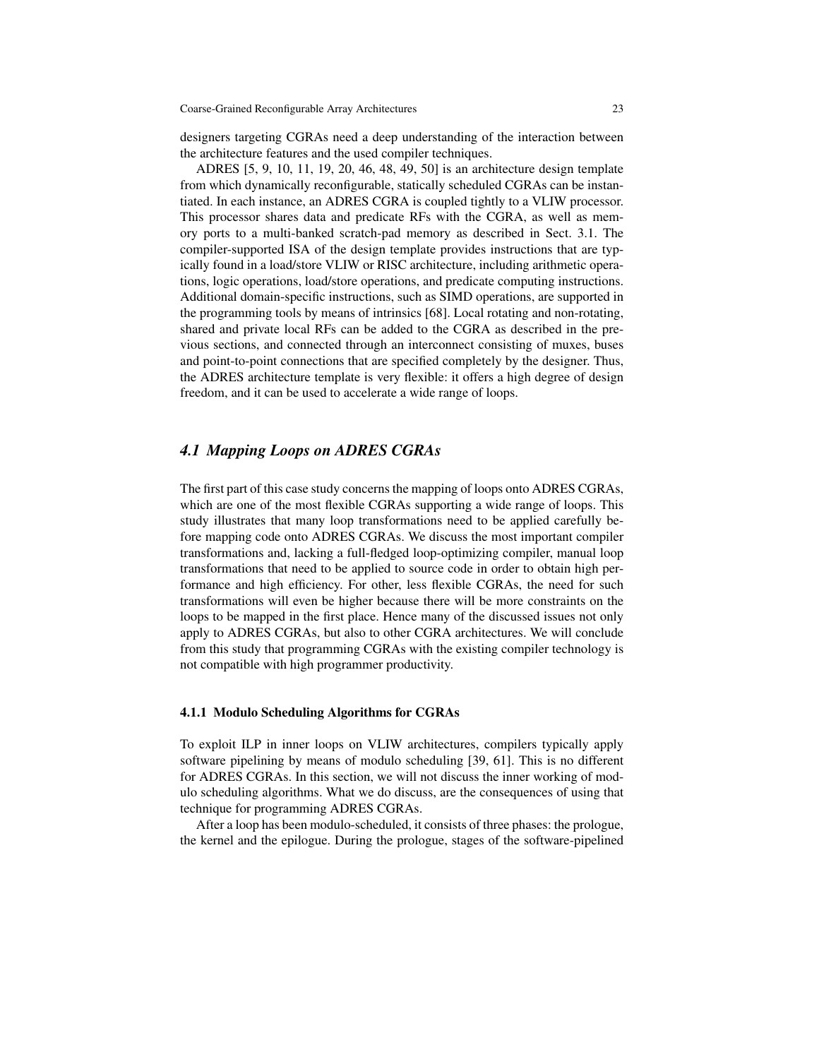designers targeting CGRAs need a deep understanding of the interaction between the architecture features and the used compiler techniques.

ADRES [5, 9, 10, 11, 19, 20, 46, 48, 49, 50] is an architecture design template from which dynamically reconfigurable, statically scheduled CGRAs can be instantiated. In each instance, an ADRES CGRA is coupled tightly to a VLIW processor. This processor shares data and predicate RFs with the CGRA, as well as memory ports to a multi-banked scratch-pad memory as described in Sect. 3.1. The compiler-supported ISA of the design template provides instructions that are typically found in a load/store VLIW or RISC architecture, including arithmetic operations, logic operations, load/store operations, and predicate computing instructions. Additional domain-specific instructions, such as SIMD operations, are supported in the programming tools by means of intrinsics [68]. Local rotating and non-rotating, shared and private local RFs can be added to the CGRA as described in the previous sections, and connected through an interconnect consisting of muxes, buses and point-to-point connections that are specified completely by the designer. Thus, the ADRES architecture template is very flexible: it offers a high degree of design freedom, and it can be used to accelerate a wide range of loops.

## *4.1 Mapping Loops on ADRES CGRAs*

The first part of this case study concerns the mapping of loops onto ADRES CGRAs, which are one of the most flexible CGRAs supporting a wide range of loops. This study illustrates that many loop transformations need to be applied carefully before mapping code onto ADRES CGRAs. We discuss the most important compiler transformations and, lacking a full-fledged loop-optimizing compiler, manual loop transformations that need to be applied to source code in order to obtain high performance and high efficiency. For other, less flexible CGRAs, the need for such transformations will even be higher because there will be more constraints on the loops to be mapped in the first place. Hence many of the discussed issues not only apply to ADRES CGRAs, but also to other CGRA architectures. We will conclude from this study that programming CGRAs with the existing compiler technology is not compatible with high programmer productivity.

### 4.1.1 Modulo Scheduling Algorithms for CGRAs

To exploit ILP in inner loops on VLIW architectures, compilers typically apply software pipelining by means of modulo scheduling [39, 61]. This is no different for ADRES CGRAs. In this section, we will not discuss the inner working of modulo scheduling algorithms. What we do discuss, are the consequences of using that technique for programming ADRES CGRAs.

After a loop has been modulo-scheduled, it consists of three phases: the prologue, the kernel and the epilogue. During the prologue, stages of the software-pipelined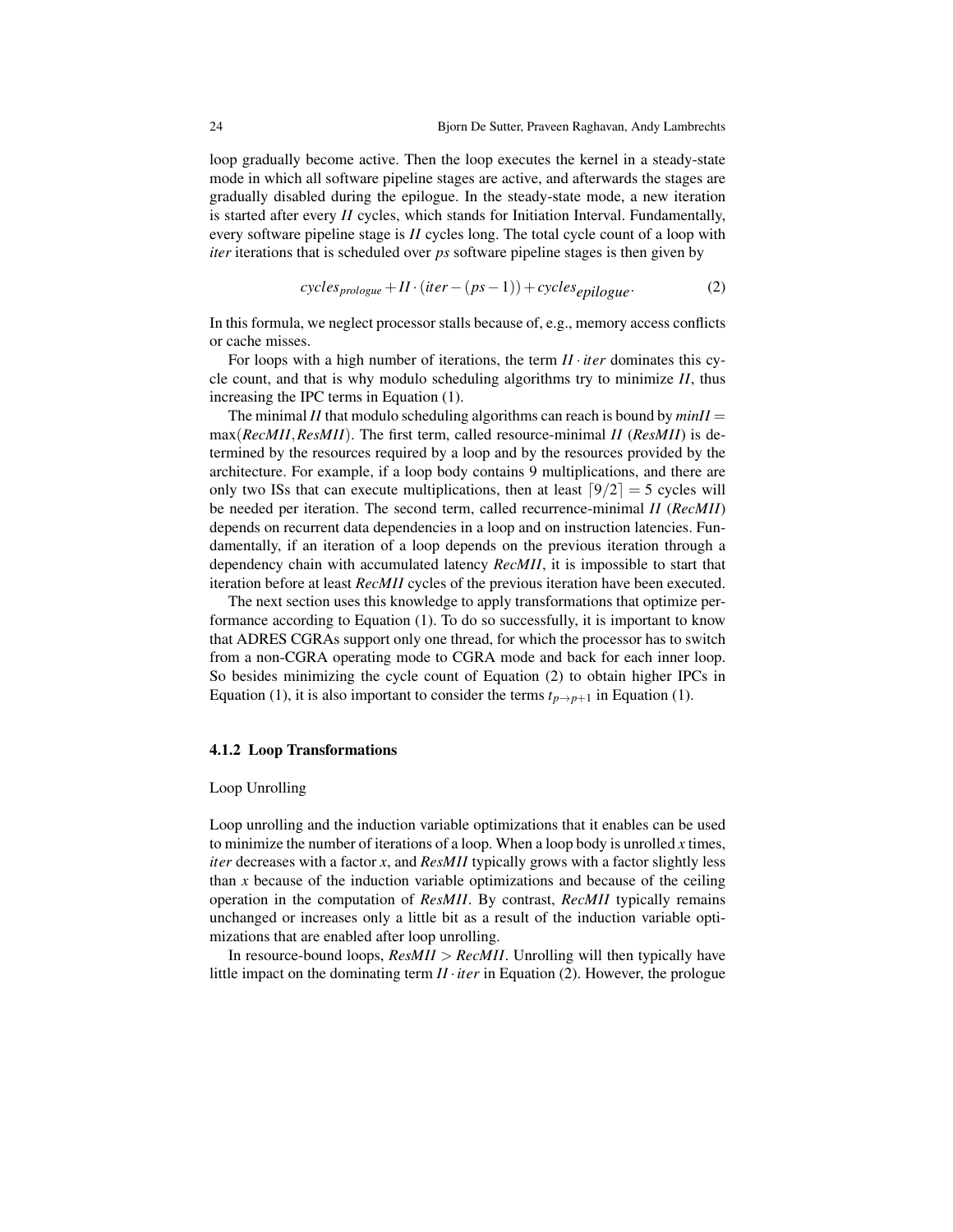loop gradually become active. Then the loop executes the kernel in a steady-state mode in which all software pipeline stages are active, and afterwards the stages are gradually disabled during the epilogue. In the steady-state mode, a new iteration is started after every *II* cycles, which stands for Initiation Interval. Fundamentally, every software pipeline stage is *II* cycles long. The total cycle count of a loop with *iter* iterations that is scheduled over *ps* software pipeline stages is then given by

$$cycles_{prologue} + II \cdot (iter - (ps - 1)) + cycles_{epilogue}. \tag{2}$$

In this formula, we neglect processor stalls because of, e.g., memory access conflicts or cache misses.

For loops with a high number of iterations, the term $II \cdot iter$ dominates this cycle count, and that is why modulo scheduling algorithms try to minimize *II*, thus increasing the IPC terms in Equation (1).

The minimal *II* that modulo scheduling algorithms can reach is bound by $minII = \max(RecMII, ResMII)$. The first term, called resource-minimal *II* (*ResMII*) is determined by the resources required by a loop and by the resources provided by the architecture. For example, if a loop body contains 9 multiplications, and there are only two ISs that can execute multiplications, then at least $\lceil 9/2 \rceil = 5$ cycles will be needed per iteration. The second term, called recurrence-minimal *II* (*RecMII*) depends on recurrent data dependencies in a loop and on instruction latencies. Fundamentally, if an iteration of a loop depends on the previous iteration through a dependency chain with accumulated latency *RecMII*, it is impossible to start that iteration before at least *RecMII* cycles of the previous iteration have been executed.

The next section uses this knowledge to apply transformations that optimize performance according to Equation (1). To do so successfully, it is important to know that ADRES CGRAs support only one thread, for which the processor has to switch from a non-CGRA operating mode to CGRA mode and back for each inner loop. So besides minimizing the cycle count of Equation (2) to obtain higher IPCs in Equation (1), it is also important to consider the terms $t_{p \rightarrow p+1}$ in Equation (1).

### 4.1.2 Loop Transformations

Loop Unrolling

Loop unrolling and the induction variable optimizations that it enables can be used to minimize the number of iterations of a loop. When a loop body is unrolled *x* times, *iter* decreases with a factor *x*, and *ResMII* typically grows with a factor slightly less than *x* because of the induction variable optimizations and because of the ceiling operation in the computation of *ResMII*. By contrast, *RecMII* typically remains unchanged or increases only a little bit as a result of the induction variable optimizations that are enabled after loop unrolling.

In resource-bound loops, $ResMII > RecMII$. Unrolling will then typically have little impact on the dominating term $II \cdot iter$ in Equation (2). However, the prologue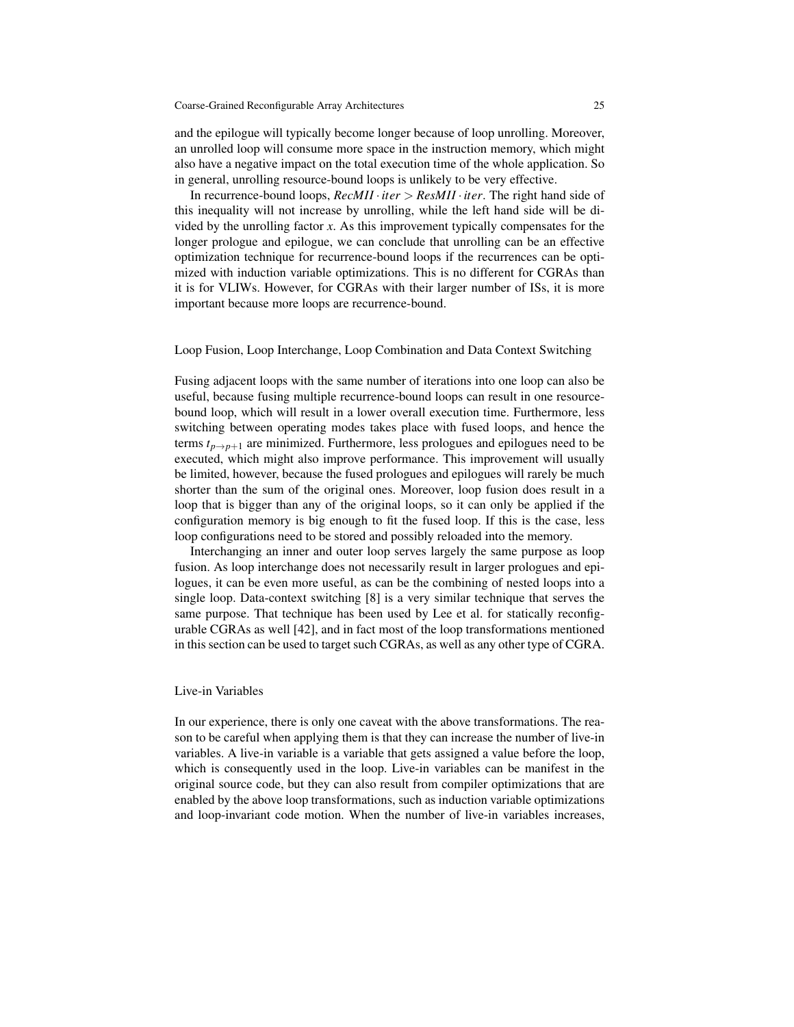and the epilogue will typically become longer because of loop unrolling. Moreover, an unrolled loop will consume more space in the instruction memory, which might also have a negative impact on the total execution time of the whole application. So in general, unrolling resource-bound loops is unlikely to be very effective.

In recurrence-bound loops, $RecMII \cdot iter > ResMII \cdot iter$. The right hand side of this inequality will not increase by unrolling, while the left hand side will be divided by the unrolling factor $x$. As this improvement typically compensates for the longer prologue and epilogue, we can conclude that unrolling can be an effective optimization technique for recurrence-bound loops if the recurrences can be optimized with induction variable optimizations. This is no different for CGRAs than it is for VLIWs. However, for CGRAs with their larger number of ISs, it is more important because more loops are recurrence-bound.

### Loop Fusion, Loop Interchange, Loop Combination and Data Context Switching

Fusing adjacent loops with the same number of iterations into one loop can also be useful, because fusing multiple recurrence-bound loops can result in one resource-bound loop, which will result in a lower overall execution time. Furthermore, less switching between operating modes takes place with fused loops, and hence the terms $t_{p \rightarrow p+1}$ are minimized. Furthermore, less prologues and epilogues need to be executed, which might also improve performance. This improvement will usually be limited, however, because the fused prologues and epilogues will rarely be much shorter than the sum of the original ones. Moreover, loop fusion does result in a loop that is bigger than any of the original loops, so it can only be applied if the configuration memory is big enough to fit the fused loop. If this is the case, less loop configurations need to be stored and possibly reloaded into the memory.

Interchanging an inner and outer loop serves largely the same purpose as loop fusion. As loop interchange does not necessarily result in larger prologues and epilogues, it can be even more useful, as can be the combining of nested loops into a single loop. Data-context switching [8] is a very similar technique that serves the same purpose. That technique has been used by Lee et al. for statically reconfigurable CGRAs as well [42], and in fact most of the loop transformations mentioned in this section can be used to target such CGRAs, as well as any other type of CGRA.

### Live-in Variables

In our experience, there is only one caveat with the above transformations. The reason to be careful when applying them is that they can increase the number of live-in variables. A live-in variable is a variable that gets assigned a value before the loop, which is consequently used in the loop. Live-in variables can be manifest in the original source code, but they can also result from compiler optimizations that are enabled by the above loop transformations, such as induction variable optimizations and loop-invariant code motion. When the number of live-in variables increases,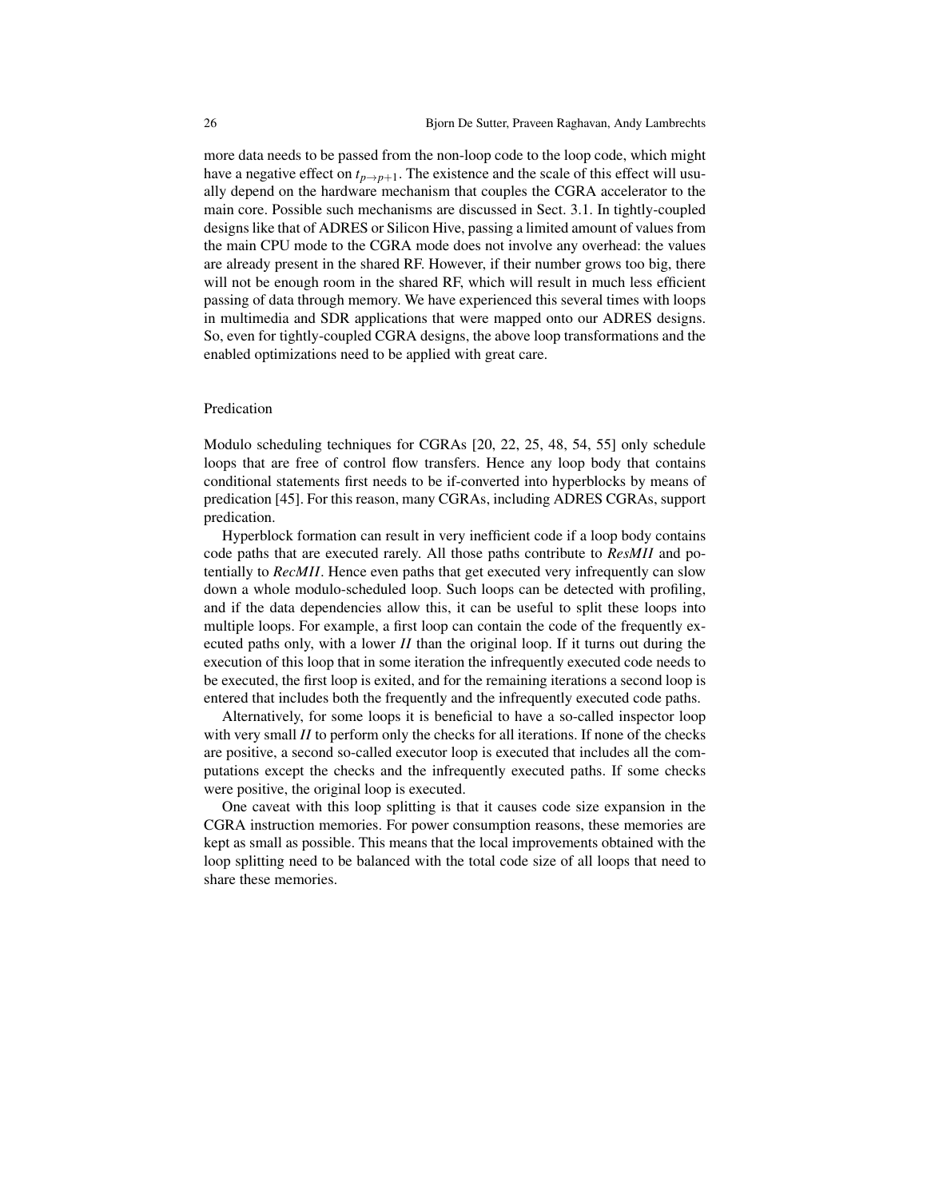more data needs to be passed from the non-loop code to the loop code, which might have a negative effect on $t_{p \rightarrow p+1}$. The existence and the scale of this effect will usually depend on the hardware mechanism that couples the CGRA accelerator to the main core. Possible such mechanisms are discussed in Sect. 3.1. In tightly-coupled designs like that of ADRES or Silicon Hive, passing a limited amount of values from the main CPU mode to the CGRA mode does not involve any overhead: the values are already present in the shared RF. However, if their number grows too big, there will not be enough room in the shared RF, which will result in much less efficient passing of data through memory. We have experienced this several times with loops in multimedia and SDR applications that were mapped onto our ADRES designs. So, even for tightly-coupled CGRA designs, the above loop transformations and the enabled optimizations need to be applied with great care.

### Predication

Modulo scheduling techniques for CGRAs [20, 22, 25, 48, 54, 55] only schedule loops that are free of control flow transfers. Hence any loop body that contains conditional statements first needs to be if-converted into hyperblocks by means of predication [45]. For this reason, many CGRAs, including ADRES CGRAs, support predication.

Hyperblock formation can result in very inefficient code if a loop body contains code paths that are executed rarely. All those paths contribute to *ResMII* and potentially to *RecMII*. Hence even paths that get executed very infrequently can slow down a whole modulo-scheduled loop. Such loops can be detected with profiling, and if the data dependencies allow this, it can be useful to split these loops into multiple loops. For example, a first loop can contain the code of the frequently executed paths only, with a lower *II* than the original loop. If it turns out during the execution of this loop that in some iteration the infrequently executed code needs to be executed, the first loop is exited, and for the remaining iterations a second loop is entered that includes both the frequently and the infrequently executed code paths.

Alternatively, for some loops it is beneficial to have a so-called inspector loop with very small *II* to perform only the checks for all iterations. If none of the checks are positive, a second so-called executor loop is executed that includes all the computations except the checks and the infrequently executed paths. If some checks were positive, the original loop is executed.

One caveat with this loop splitting is that it causes code size expansion in the CGRA instruction memories. For power consumption reasons, these memories are kept as small as possible. This means that the local improvements obtained with the loop splitting need to be balanced with the total code size of all loops that need to share these memories.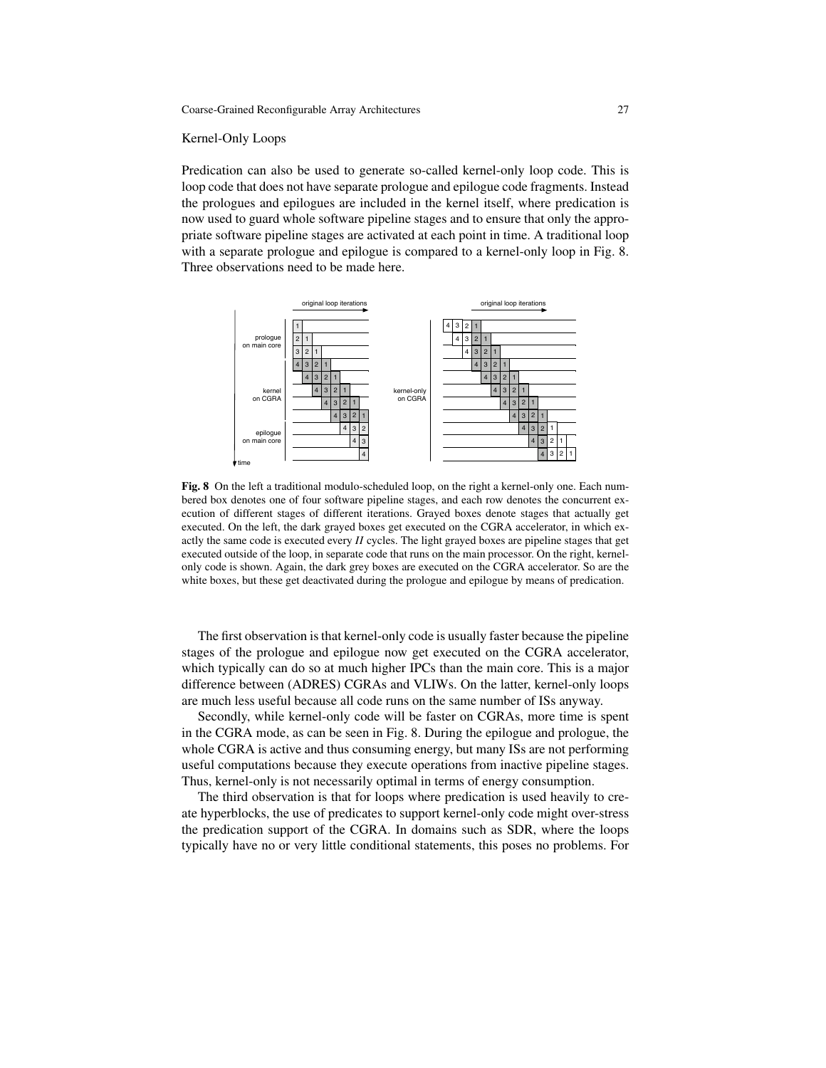### Kernel-Only Loops

Predication can also be used to generate so-called kernel-only loop code. This is loop code that does not have separate prologue and epilogue code fragments. Instead the prologues and epilogues are included in the kernel itself, where predication is now used to guard whole software pipeline stages and to ensure that only the appropriate software pipeline stages are activated at each point in time. A traditional loop with a separate prologue and epilogue is compared to a kernel-only loop in Fig. 8. Three observations need to be made here.

original loop iterations

prologue on main core

kernel on CGRA

epilogue on main core

time

original loop iterations

kernel-only on CGRA

**Fig. 8** On the left a traditional modulo-scheduled loop, on the right a kernel-only one. Each numbered box denotes one of four software pipeline stages, and each row denotes the concurrent execution of different stages of different iterations. Grayed boxes denote stages that actually get executed. On the left, the dark grayed boxes get executed on the CGRA accelerator, in which exactly the same code is executed every *II* cycles. The light grayed boxes are pipeline stages that get executed outside of the loop, in separate code that runs on the main processor. On the right, kernel-only code is shown. Again, the dark grey boxes are executed on the CGRA accelerator. So are the white boxes, but these get deactivated during the prologue and epilogue by means of predication.

The first observation is that kernel-only code is usually faster because the pipeline stages of the prologue and epilogue now get executed on the CGRA accelerator, which typically can do so at much higher IPCs than the main core. This is a major difference between (ADRES) CGRAs and VLIWs. On the latter, kernel-only loops are much less useful because all code runs on the same number of ISs anyway.

Secondly, while kernel-only code will be faster on CGRAs, more time is spent in the CGRA mode, as can be seen in Fig. 8. During the epilogue and prologue, the whole CGRA is active and thus consuming energy, but many ISs are not performing useful computations because they execute operations from inactive pipeline stages. Thus, kernel-only is not necessarily optimal in terms of energy consumption.

The third observation is that for loops where predication is used heavily to create hyperblocks, the use of predicates to support kernel-only code might over-stress the predication support of the CGRA. In domains such as SDR, where the loops typically have no or very little conditional statements, this poses no problems. For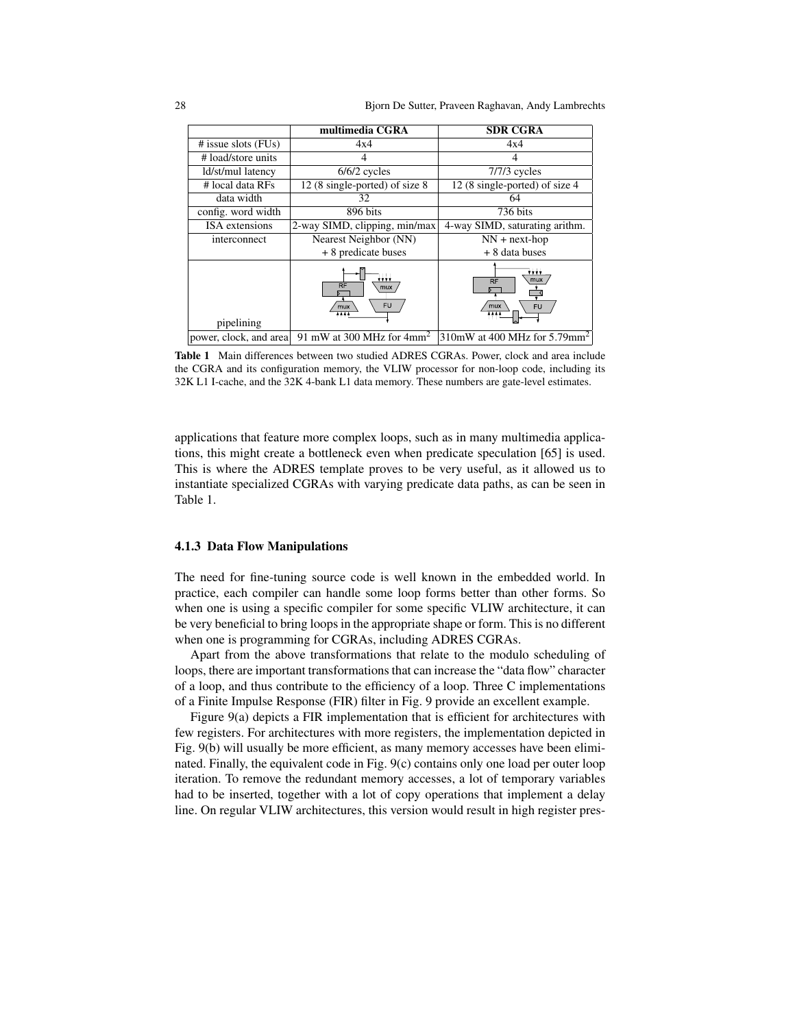| | multimedia CGRA | SDR CGRA |
|---|---|---|
| # issue slots (FUs) | 4x4 | 4x4 |
| # load/store units | 4 | 4 |
| ld/st/mul latency | 6/6/2 cycles | 7/7/3 cycles |
| # local data RFs | 12 (8 single-ported) of size 8 | 12 (8 single-ported) of size 4 |
| data width | 32 | 64 |
| config. word width | 896 bits | 736 bits |
| ISA extensions | 2-way SIMD, clipping, min/max | 4-way SIMD, saturating arithm. |
| interconnect | Nearest Neighbor (NN) + 8 predicate buses | NN + next-hop + 8 data buses |
| pipelining | | |
| power, clock, and area | 91 mW at 300 MHz for 4mm$^2$ | 310mW at 400 MHz for 5.79mm$^2$ |

**Table 1** Main differences between two studied ADRES CGRAs. Power, clock and area include the CGRA and its configuration memory, the VLIW processor for non-loop code, including its 32K L1 I-cache, and the 32K 4-bank L1 data memory. These numbers are gate-level estimates.

applications that feature more complex loops, such as in many multimedia applications, this might create a bottleneck even when predicate speculation [65] is used. This is where the ADRES template proves to be very useful, as it allowed us to instantiate specialized CGRAs with varying predicate data paths, as can be seen in Table 1.

### 4.1.3 Data Flow Manipulations

The need for fine-tuning source code is well known in the embedded world. In practice, each compiler can handle some loop forms better than other forms. So when one is using a specific compiler for some specific VLIW architecture, it can be very beneficial to bring loops in the appropriate shape or form. This is no different when one is programming for CGRAs, including ADRES CGRAs.

Apart from the above transformations that relate to the modulo scheduling of loops, there are important transformations that can increase the "data flow" character of a loop, and thus contribute to the efficiency of a loop. Three C implementations of a Finite Impulse Response (FIR) filter in Fig. 9 provide an excellent example.

Figure 9(a) depicts a FIR implementation that is efficient for architectures with few registers. For architectures with more registers, the implementation depicted in Fig. 9(b) will usually be more efficient, as many memory accesses have been eliminated. Finally, the equivalent code in Fig. 9(c) contains only one load per outer loop iteration. To remove the redundant memory accesses, a lot of temporary variables had to be inserted, together with a lot of copy operations that implement a delay line. On regular VLIW architectures, this version would result in high register pres-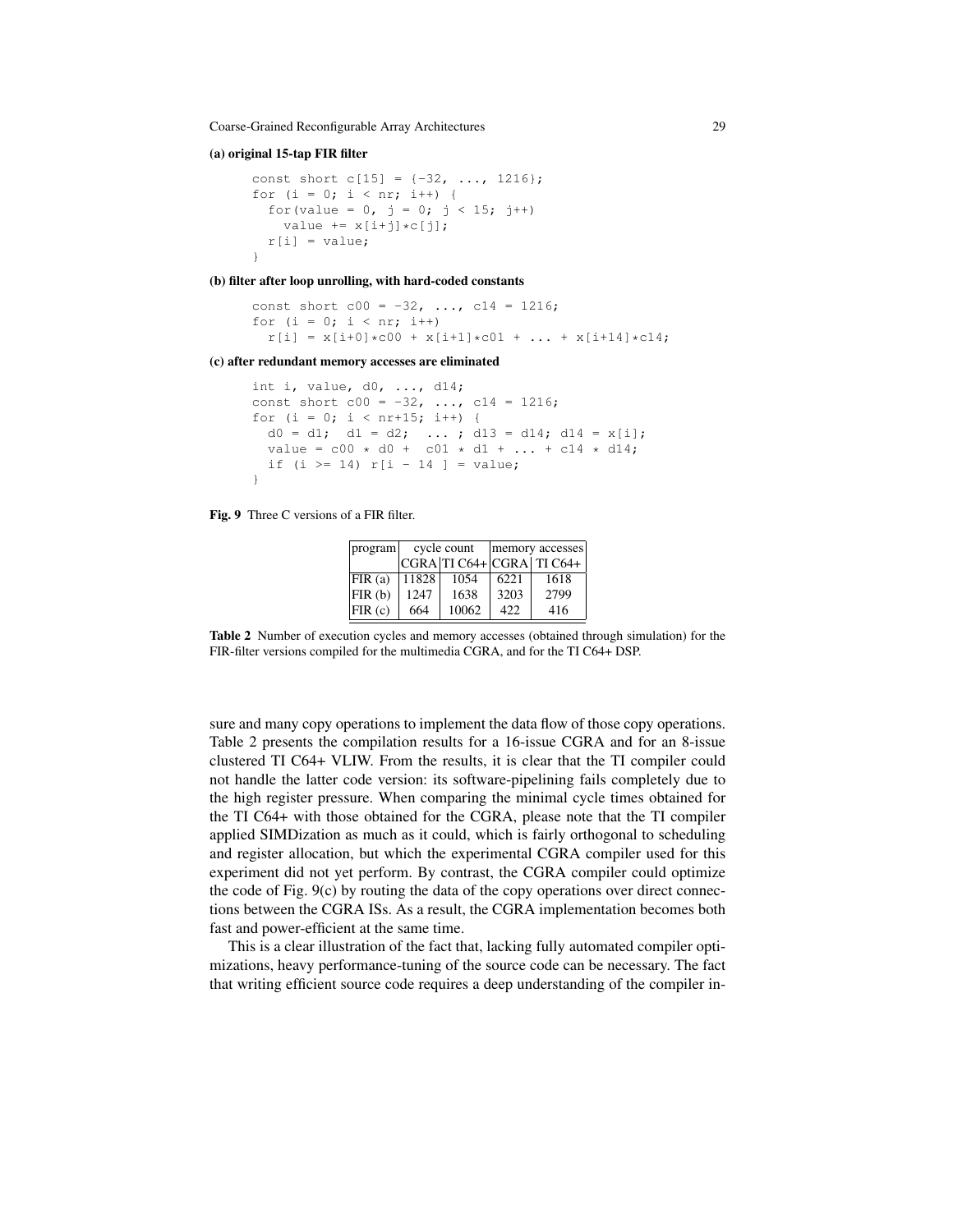**(a) original 15-tap FIR filter**

```
const short c[15] = {-32, ..., 1216};
for (i = 0; i < nr; i++) {
  for(value = 0, j = 0; j < 15; j++)
    value += x[i+j]*c[j];
  r[i] = value;
}
```

**(b) filter after loop unrolling, with hard-coded constants**

```
const short c00 = -32, ..., c14 = 1216;
for (i = 0; i < nr; i++)
  r[i] = x[i+0]*c00 + x[i+1]*c01 + ... + x[i+14]*c14;
```

**(c) after redundant memory accesses are eliminated**

```
int i, value, d0, ..., d14;
const short c00 = -32, ..., c14 = 1216;
for (i = 0; i < nr+15; i++) {
  d0 = d1;  d1 = d2;  ... ; d13 = d14; d14 = x[i];
  value = c00 * d0 +  c01 * d1 + ... + c14 * d14;
  if (i >= 14) r[i - 14 ] = value;
}
```

**Fig. 9** Three C versions of a FIR filter.

| program | cycle count | | memory accesses | |
|---|---|---|---|---|
| | CGRA | TI C64+ | CGRA | TI C64+ |
| FIR (a) | 11828 | 1054 | 6221 | 1618 |
| FIR (b) | 1247 | 1638 | 3203 | 2799 |
| FIR (c) | 664 | 10062 | 422 | 416 |

**Table 2** Number of execution cycles and memory accesses (obtained through simulation) for the FIR-filter versions compiled for the multimedia CGRA, and for the TI C64+ DSP.

sure and many copy operations to implement the data flow of those copy operations. Table 2 presents the compilation results for a 16-issue CGRA and for an 8-issue clustered TI C64+ VLIW. From the results, it is clear that the TI compiler could not handle the latter code version: its software-pipelining fails completely due to the high register pressure. When comparing the minimal cycle times obtained for the TI C64+ with those obtained for the CGRA, please note that the TI compiler applied SIMDization as much as it could, which is fairly orthogonal to scheduling and register allocation, but which the experimental CGRA compiler used for this experiment did not yet perform. By contrast, the CGRA compiler could optimize the code of Fig. 9(c) by routing the data of the copy operations over direct connections between the CGRA ISs. As a result, the CGRA implementation becomes both fast and power-efficient at the same time.

This is a clear illustration of the fact that, lacking fully automated compiler optimizations, heavy performance-tuning of the source code can be necessary. The fact that writing efficient source code requires a deep understanding of the compiler in-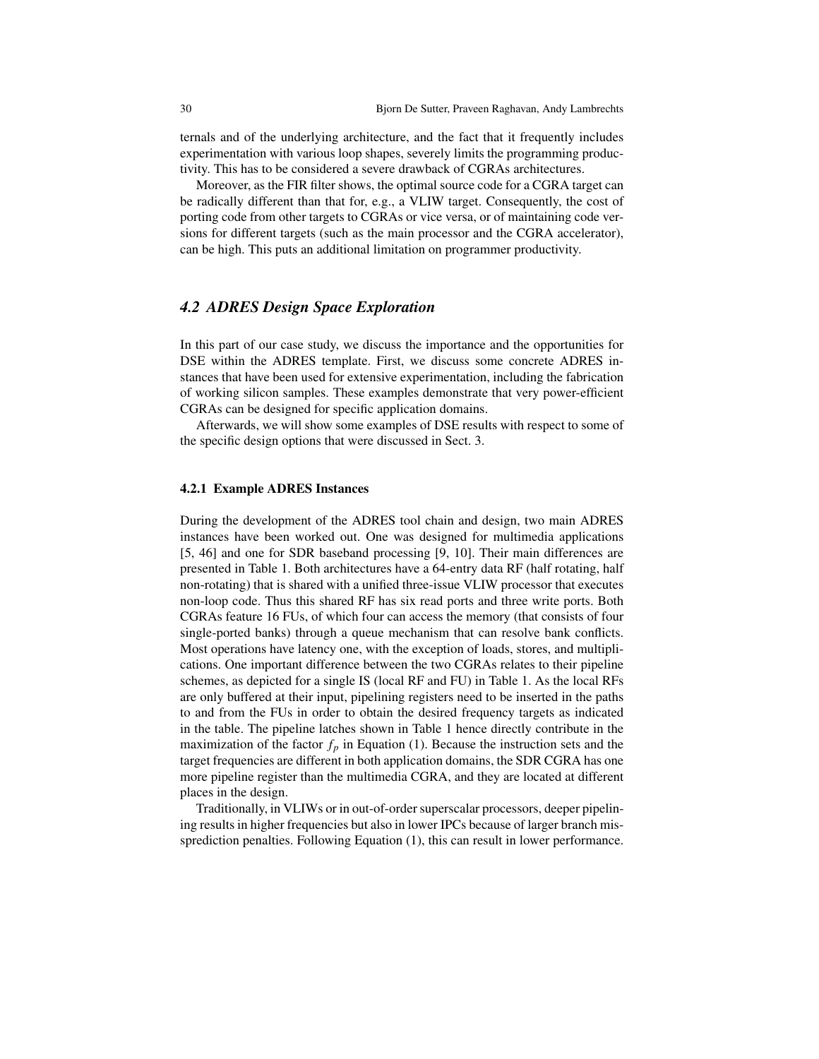ternals and of the underlying architecture, and the fact that it frequently includes experimentation with various loop shapes, severely limits the programming productivity. This has to be considered a severe drawback of CGRAs architectures.

Moreover, as the FIR filter shows, the optimal source code for a CGRA target can be radically different than that for, e.g., a VLIW target. Consequently, the cost of porting code from other targets to CGRAs or vice versa, or of maintaining code versions for different targets (such as the main processor and the CGRA accelerator), can be high. This puts an additional limitation on programmer productivity.

## *4.2 ADRES Design Space Exploration*

In this part of our case study, we discuss the importance and the opportunities for DSE within the ADRES template. First, we discuss some concrete ADRES instances that have been used for extensive experimentation, including the fabrication of working silicon samples. These examples demonstrate that very power-efficient CGRAs can be designed for specific application domains.

Afterwards, we will show some examples of DSE results with respect to some of the specific design options that were discussed in Sect. 3.

### 4.2.1 Example ADRES Instances

During the development of the ADRES tool chain and design, two main ADRES instances have been worked out. One was designed for multimedia applications [5, 46] and one for SDR baseband processing [9, 10]. Their main differences are presented in Table 1. Both architectures have a 64-entry data RF (half rotating, half non-rotating) that is shared with a unified three-issue VLIW processor that executes non-loop code. Thus this shared RF has six read ports and three write ports. Both CGRAs feature 16 FUs, of which four can access the memory (that consists of four single-ported banks) through a queue mechanism that can resolve bank conflicts. Most operations have latency one, with the exception of loads, stores, and multiplications. One important difference between the two CGRAs relates to their pipeline schemes, as depicted for a single IS (local RF and FU) in Table 1. As the local RFs are only buffered at their input, pipelining registers need to be inserted in the paths to and from the FUs in order to obtain the desired frequency targets as indicated in the table. The pipeline latches shown in Table 1 hence directly contribute in the maximization of the factor $f_p$ in Equation (1). Because the instruction sets and the target frequencies are different in both application domains, the SDR CGRA has one more pipeline register than the multimedia CGRA, and they are located at different places in the design.

Traditionally, in VLIWs or in out-of-order superscalar processors, deeper pipelining results in higher frequencies but also in lower IPCs because of larger branch missprediction penalties. Following Equation (1), this can result in lower performance.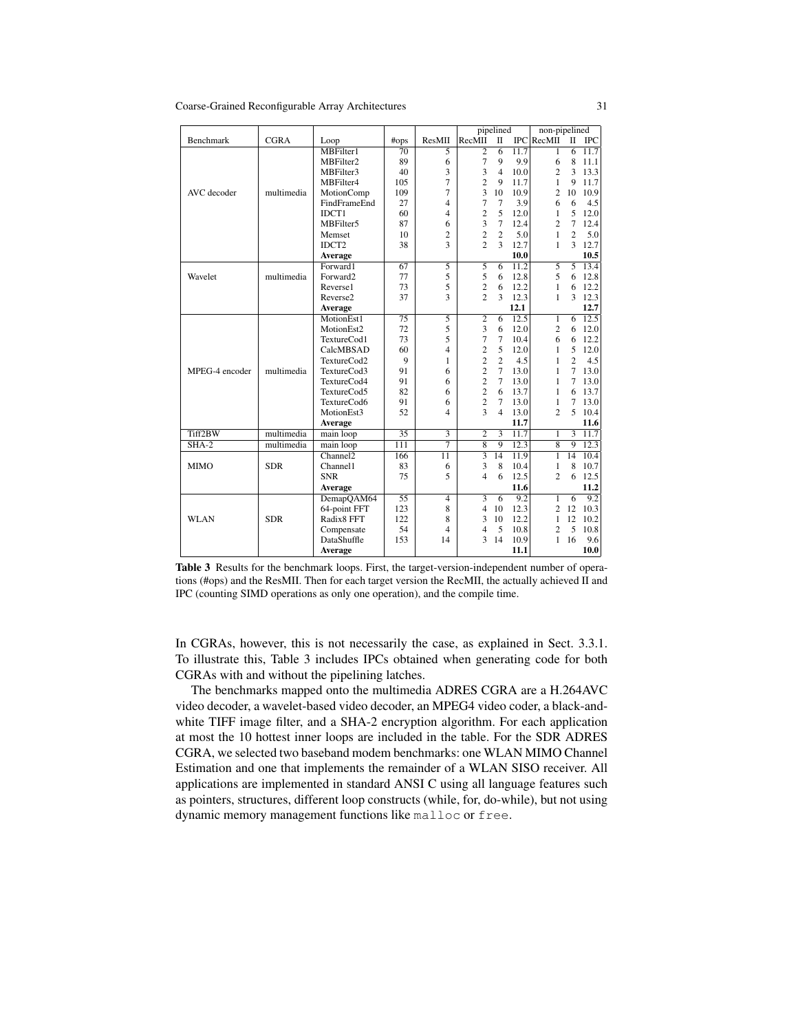| Benchmark | CGRA | Loop | #ops | ResMII | pipelined | | | non-pipelined | | |
|---|---|---|---|---|---|---|---|---|---|---|
| | | | | | RecMII | II | IPC | RecMII | II | IPC |
| AVC decoder | multimedia | MBFilter1 | 70 | 5 | 2 | 6 | 11.7 | 1 | 6 | 11.7 |
| | | MBFilter2 | 89 | 6 | 7 | 9 | 9.9 | 6 | 8 | 11.1 |
| | | MBFilter3 | 40 | 3 | 3 | 4 | 10.0 | 2 | 3 | 13.3 |
| | | MBFilter4 | 105 | 7 | 2 | 9 | 11.7 | 1 | 9 | 11.7 |
| | | MotionComp | 109 | 7 | 3 | 10 | 10.9 | 2 | 10 | 10.9 |
| | | FindFrameEnd | 27 | 4 | 7 | 7 | 3.9 | 6 | 6 | 4.5 |
| | | IDCT1 | 60 | 4 | 2 | 5 | 12.0 | 1 | 5 | 12.0 |
| | | MBFilter5 | 87 | 6 | 3 | 7 | 12.4 | 2 | 7 | 12.4 |
| | | Memset | 10 | 2 | 2 | 2 | 5.0 | 1 | 2 | 5.0 |
| | | IDCT2 | 38 | 3 | 2 | 3 | 12.7 | 1 | 3 | 12.7 |
| | | **Average** | | | | | **10.0** | | | **10.5** |
| Wavelet | multimedia | Forward1 | 67 | 5 | 5 | 6 | 11.2 | 5 | 5 | 13.4 |
| | | Forward2 | 77 | 5 | 5 | 6 | 12.8 | 5 | 6 | 12.8 |
| | | Reverse1 | 73 | 5 | 2 | 6 | 12.2 | 1 | 6 | 12.2 |
| | | Reverse2 | 37 | 3 | 2 | 3 | 12.3 | 1 | 3 | 12.3 |
| | | **Average** | | | | | **12.1** | | | **12.7** |
| MPEG-4 encoder | multimedia | MotionEst1 | 75 | 5 | 2 | 6 | 12.5 | 1 | 6 | 12.5 |
| | | MotionEst2 | 72 | 5 | 3 | 6 | 12.0 | 2 | 6 | 12.0 |
| | | TextureCod1 | 73 | 5 | 7 | 7 | 10.4 | 6 | 6 | 12.2 |
| | | CalcMBSAD | 60 | 4 | 2 | 5 | 12.0 | 1 | 5 | 12.0 |
| | | TextureCod2 | 9 | 1 | 2 | 2 | 4.5 | 1 | 2 | 4.5 |
| | | TextureCod3 | 91 | 6 | 2 | 7 | 13.0 | 1 | 7 | 13.0 |
| | | TextureCod4 | 91 | 6 | 2 | 7 | 13.0 | 1 | 7 | 13.0 |
| | | TextureCod5 | 82 | 6 | 2 | 6 | 13.7 | 1 | 6 | 13.7 |
| | | TextureCod6 | 91 | 6 | 2 | 7 | 13.0 | 1 | 7 | 13.0 |
| | | MotionEst3 | 52 | 4 | 3 | 4 | 13.0 | 2 | 5 | 10.4 |
| | | **Average** | | | | | **11.7** | | | **11.6** |
| Tiff2BW | multimedia | main loop | 35 | 3 | 2 | 3 | 11.7 | 1 | 3 | 11.7 |
| SHA-2 | multimedia | main loop | 111 | 7 | 8 | 9 | 12.3 | 8 | 9 | 12.3 |
| MIMO | SDR | Channel2 | 166 | 11 | 3 | 14 | 11.9 | 1 | 14 | 10.4 |
| | | Channel1 | 83 | 6 | 3 | 8 | 10.4 | 1 | 8 | 10.7 |
| | | SNR | 75 | 5 | 4 | 6 | 12.5 | 2 | 6 | 12.5 |
| | | **Average** | | | | | **11.6** | | | **11.2** |
| WLAN | SDR | DemapQAM64 | 55 | 4 | 3 | 6 | 9.2 | 1 | 6 | 9.2 |
| | | 64-point FFT | 123 | 8 | 4 | 10 | 12.3 | 2 | 12 | 10.3 |
| | | Radix8 FFT | 122 | 8 | 3 | 10 | 12.2 | 1 | 12 | 10.2 |
| | | Compensate | 54 | 4 | 4 | 5 | 10.8 | 2 | 5 | 10.8 |
| | | DataShuffle | 153 | 14 | 3 | 14 | 10.9 | 1 | 16 | 9.6 |
| | | **Average** | | | | | **11.1** | | | **10.0** |

**Table 3** Results for the benchmark loops. First, the target-version-independent number of operations (#ops) and the ResMII. Then for each target version the RecMII, the actually achieved II and IPC (counting SIMD operations as only one operation), and the compile time.

In CGRAs, however, this is not necessarily the case, as explained in Sect. 3.3.1. To illustrate this, Table 3 includes IPCs obtained when generating code for both CGRAs with and without the pipelining latches.

The benchmarks mapped onto the multimedia ADRES CGRA are a H.264AVC video decoder, a wavelet-based video decoder, an MPEG4 video coder, a black-and-white TIFF image filter, and a SHA-2 encryption algorithm. For each application at most the 10 hottest inner loops are included in the table. For the SDR ADRES CGRA, we selected two baseband modem benchmarks: one WLAN MIMO Channel Estimation and one that implements the remainder of a WLAN SISO receiver. All applications are implemented in standard ANSI C using all language features such as pointers, structures, different loop constructs (while, for, do-while), but not using dynamic memory management functions like `malloc` or `free`.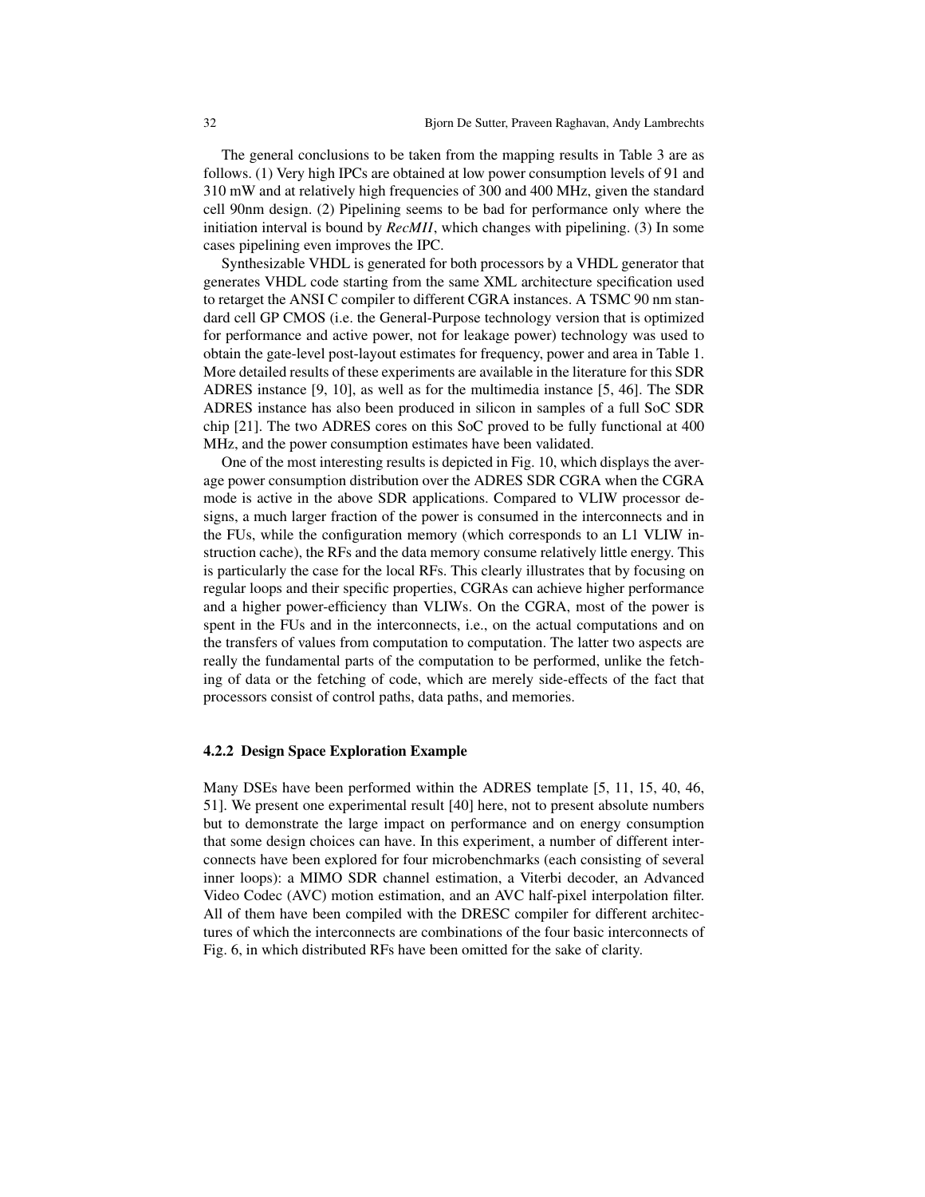The general conclusions to be taken from the mapping results in Table 3 are as follows. (1) Very high IPCs are obtained at low power consumption levels of 91 and 310 mW and at relatively high frequencies of 300 and 400 MHz, given the standard cell 90nm design. (2) Pipelining seems to be bad for performance only where the initiation interval is bound by *RecMII*, which changes with pipelining. (3) In some cases pipelining even improves the IPC.

Synthesizable VHDL is generated for both processors by a VHDL generator that generates VHDL code starting from the same XML architecture specification used to retarget the ANSI C compiler to different CGRA instances. A TSMC 90 nm standard cell GP CMOS (i.e. the General-Purpose technology version that is optimized for performance and active power, not for leakage power) technology was used to obtain the gate-level post-layout estimates for frequency, power and area in Table 1. More detailed results of these experiments are available in the literature for this SDR ADRES instance [9, 10], as well as for the multimedia instance [5, 46]. The SDR ADRES instance has also been produced in silicon in samples of a full SoC SDR chip [21]. The two ADRES cores on this SoC proved to be fully functional at 400 MHz, and the power consumption estimates have been validated.

One of the most interesting results is depicted in Fig. 10, which displays the average power consumption distribution over the ADRES SDR CGRA when the CGRA mode is active in the above SDR applications. Compared to VLIW processor designs, a much larger fraction of the power is consumed in the interconnects and in the FUs, while the configuration memory (which corresponds to an L1 VLIW instruction cache), the RFs and the data memory consume relatively little energy. This is particularly the case for the local RFs. This clearly illustrates that by focusing on regular loops and their specific properties, CGRAs can achieve higher performance and a higher power-efficiency than VLIWs. On the CGRA, most of the power is spent in the FUs and in the interconnects, i.e., on the actual computations and on the transfers of values from computation to computation. The latter two aspects are really the fundamental parts of the computation to be performed, unlike the fetching of data or the fetching of code, which are merely side-effects of the fact that processors consist of control paths, data paths, and memories.

### 4.2.2 Design Space Exploration Example

Many DSEs have been performed within the ADRES template [5, 11, 15, 40, 46, 51]. We present one experimental result [40] here, not to present absolute numbers but to demonstrate the large impact on performance and on energy consumption that some design choices can have. In this experiment, a number of different interconnects have been explored for four microbenchmarks (each consisting of several inner loops): a MIMO SDR channel estimation, a Viterbi decoder, an Advanced Video Codec (AVC) motion estimation, and an AVC half-pixel interpolation filter. All of them have been compiled with the DRESC compiler for different architectures of which the interconnects are combinations of the four basic interconnects of Fig. 6, in which distributed RFs have been omitted for the sake of clarity.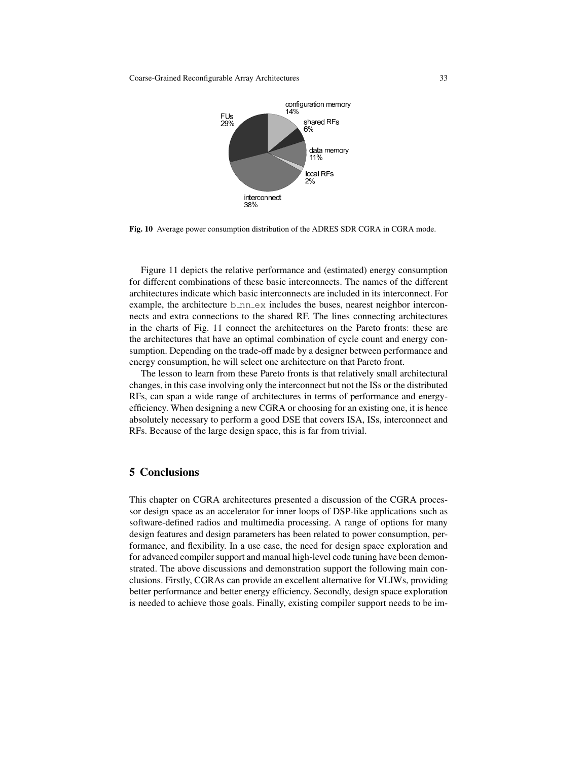configuration memory
14%
FUs
29%
shared RFs
6%
data memory
11%
local RFs
2%
interconnect
38%

**Fig. 10** Average power consumption distribution of the ADRES SDR CGRA in CGRA mode.

Figure 11 depicts the relative performance and (estimated) energy consumption for different combinations of these basic interconnects. The names of the different architectures indicate which basic interconnects are included in its interconnect. For example, the architecture `b_nn_ex` includes the buses, nearest neighbor interconnects and extra connections to the shared RF. The lines connecting architectures in the charts of Fig. 11 connect the architectures on the Pareto fronts: these are the architectures that have an optimal combination of cycle count and energy consumption. Depending on the trade-off made by a designer between performance and energy consumption, he will select one architecture on that Pareto front.

The lesson to learn from these Pareto fronts is that relatively small architectural changes, in this case involving only the interconnect but not the ISs or the distributed RFs, can span a wide range of architectures in terms of performance and energy-efficiency. When designing a new CGRA or choosing for an existing one, it is hence absolutely necessary to perform a good DSE that covers ISA, ISs, interconnect and RFs. Because of the large design space, this is far from trivial.

## 5 Conclusions

This chapter on CGRA architectures presented a discussion of the CGRA processor design space as an accelerator for inner loops of DSP-like applications such as software-defined radios and multimedia processing. A range of options for many design features and design parameters has been related to power consumption, performance, and flexibility. In a use case, the need for design space exploration and for advanced compiler support and manual high-level code tuning have been demonstrated. The above discussions and demonstration support the following main conclusions. Firstly, CGRAs can provide an excellent alternative for VLIWs, providing better performance and better energy efficiency. Secondly, design space exploration is needed to achieve those goals. Finally, existing compiler support needs to be im-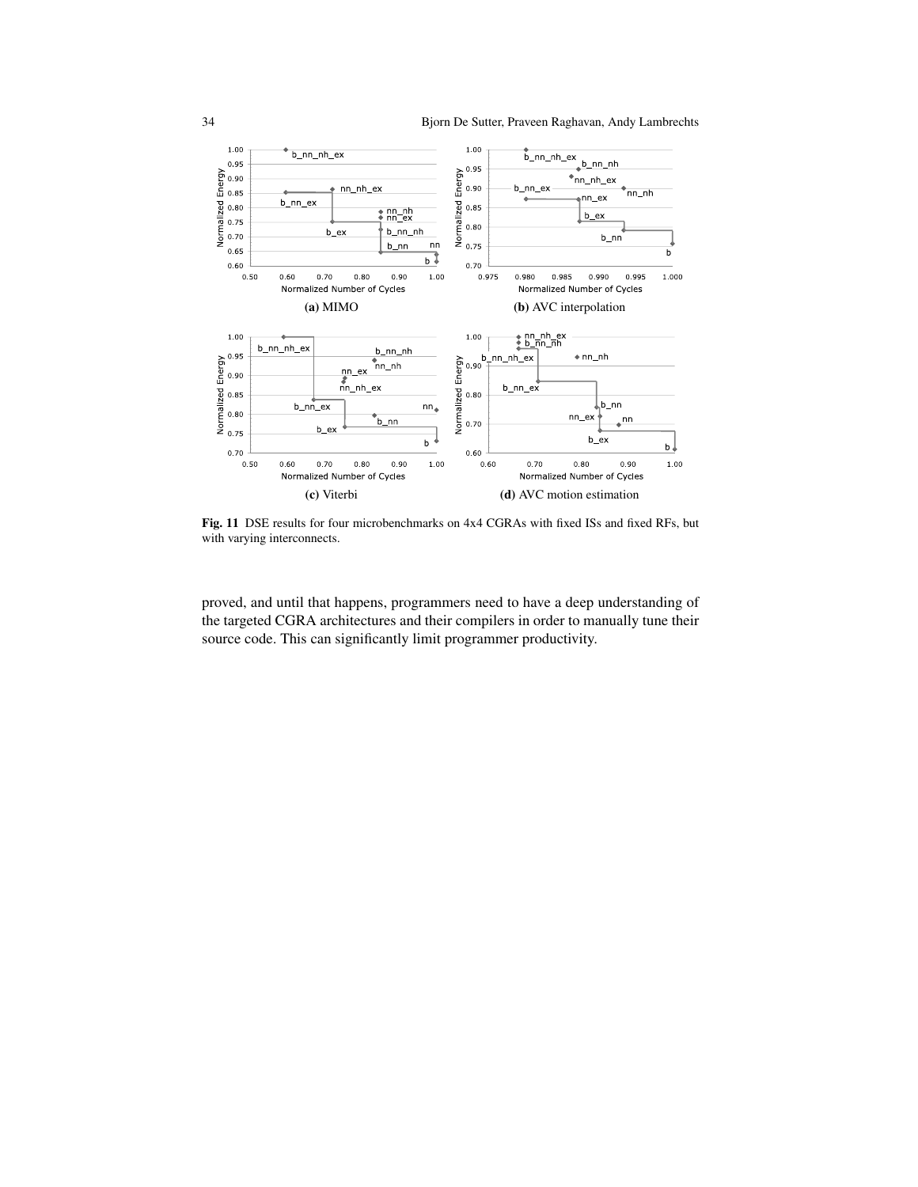**(a)** MIMO

**(b)** AVC interpolation

**(c)** Viterbi

**(d)** AVC motion estimation

**Fig. 11** DSE results for four microbenchmarks on 4x4 CGRAs with fixed ISs and fixed RFs, but with varying interconnects.

proved, and until that happens, programmers need to have a deep understanding of the targeted CGRA architectures and their compilers in order to manually tune their source code. This can significantly limit programmer productivity.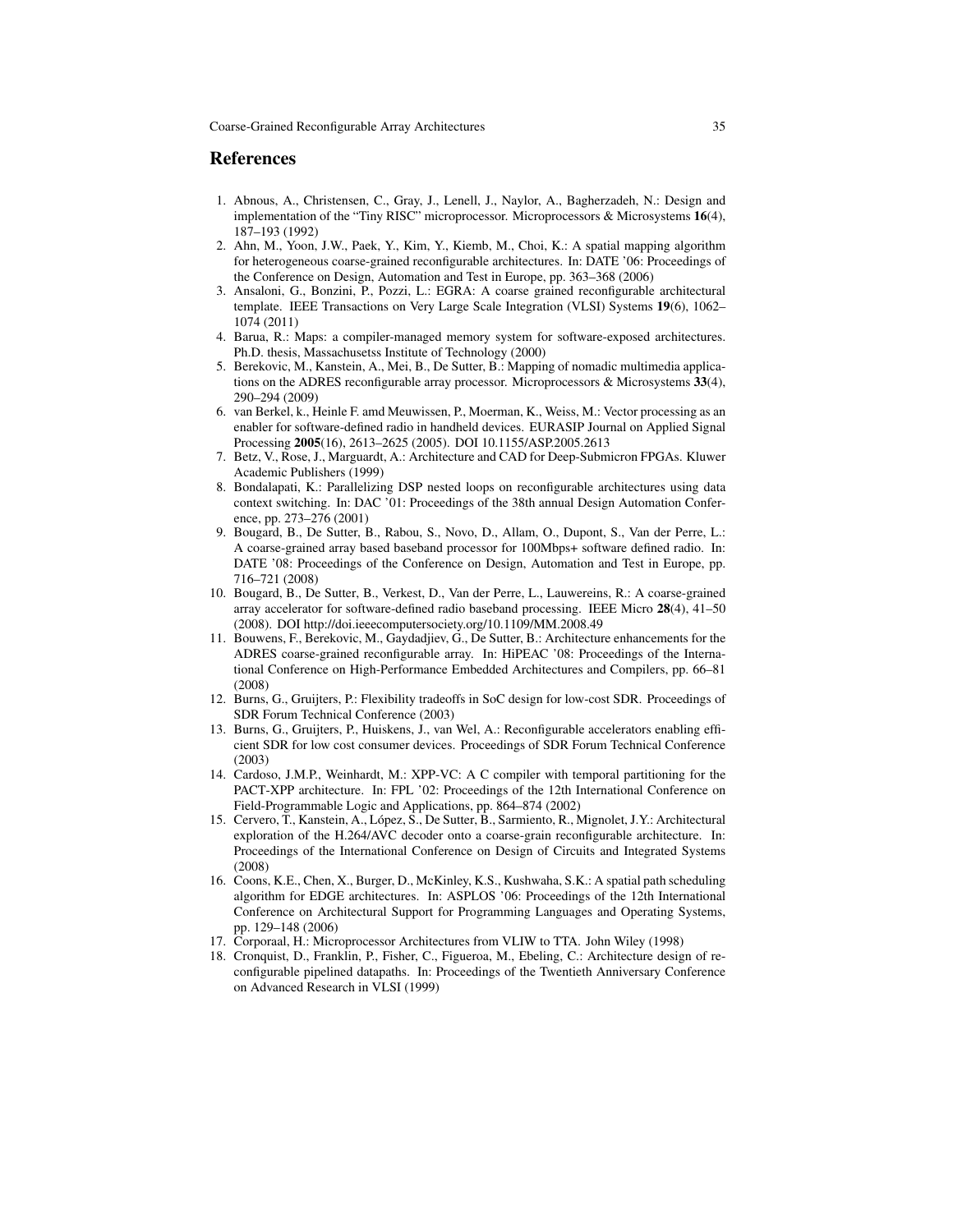## References

1. Abnous, A., Christensen, C., Gray, J., Lenell, J., Naylor, A., Bagherzadeh, N.: Design and implementation of the "Tiny RISC" microprocessor. Microprocessors & Microsystems **16**(4), 187–193 (1992)
2. Ahn, M., Yoon, J.W., Paek, Y., Kim, Y., Kiemb, M., Choi, K.: A spatial mapping algorithm for heterogeneous coarse-grained reconfigurable architectures. In: DATE '06: Proceedings of the Conference on Design, Automation and Test in Europe, pp. 363–368 (2006)
3. Ansaloni, G., Bonzini, P., Pozzi, L.: EGRA: A coarse grained reconfigurable architectural template. IEEE Transactions on Very Large Scale Integration (VLSI) Systems **19**(6), 1062–1074 (2011)
4. Barua, R.: Maps: a compiler-managed memory system for software-exposed architectures. Ph.D. thesis, Massachusetss Institute of Technology (2000)
5. Berekovic, M., Kanstein, A., Mei, B., De Sutter, B.: Mapping of nomadic multimedia applications on the ADRES reconfigurable array processor. Microprocessors & Microsystems **33**(4), 290–294 (2009)
6. van Berkel, k., Heinle F. amd Meuwissen, P., Moerman, K., Weiss, M.: Vector processing as an enabler for software-defined radio in handheld devices. EURASIP Journal on Applied Signal Processing **2005**(16), 2613–2625 (2005). DOI 10.1155/ASP.2005.2613
7. Betz, V., Rose, J., Marguardt, A.: Architecture and CAD for Deep-Submicron FPGAs. Kluwer Academic Publishers (1999)
8. Bondalapati, K.: Parallelizing DSP nested loops on reconfigurable architectures using data context switching. In: DAC '01: Proceedings of the 38th annual Design Automation Conference, pp. 273–276 (2001)
9. Bougard, B., De Sutter, B., Rabou, S., Novo, D., Allam, O., Dupont, S., Van der Perre, L.: A coarse-grained array based baseband processor for 100Mbps+ software defined radio. In: DATE '08: Proceedings of the Conference on Design, Automation and Test in Europe, pp. 716–721 (2008)
10. Bougard, B., De Sutter, B., Verkest, D., Van der Perre, L., Lauwereins, R.: A coarse-grained array accelerator for software-defined radio baseband processing. IEEE Micro **28**(4), 41–50 (2008). DOI http://doi.ieeecomputersociety.org/10.1109/MM.2008.49
11. Bouwens, F., Berekovic, M., Gaydadjiev, G., De Sutter, B.: Architecture enhancements for the ADRES coarse-grained reconfigurable array. In: HiPEAC '08: Proceedings of the International Conference on High-Performance Embedded Architectures and Compilers, pp. 66–81 (2008)
12. Burns, G., Gruijters, P.: Flexibility tradeoffs in SoC design for low-cost SDR. Proceedings of SDR Forum Technical Conference (2003)
13. Burns, G., Gruijters, P., Huiskens, J., van Wel, A.: Reconfigurable accelerators enabling efficient SDR for low cost consumer devices. Proceedings of SDR Forum Technical Conference (2003)
14. Cardoso, J.M.P., Weinhardt, M.: XPP-VC: A C compiler with temporal partitioning for the PACT-XPP architecture. In: FPL '02: Proceedings of the 12th International Conference on Field-Programmable Logic and Applications, pp. 864–874 (2002)
15. Cervero, T., Kanstein, A., López, S., De Sutter, B., Sarmiento, R., Mignolet, J.Y.: Architectural exploration of the H.264/AVC decoder onto a coarse-grain reconfigurable architecture. In: Proceedings of the International Conference on Design of Circuits and Integrated Systems (2008)
16. Coons, K.E., Chen, X., Burger, D., McKinley, K.S., Kushwaha, S.K.: A spatial path scheduling algorithm for EDGE architectures. In: ASPLOS '06: Proceedings of the 12th International Conference on Architectural Support for Programming Languages and Operating Systems, pp. 129–148 (2006)
17. Corporaal, H.: Microprocessor Architectures from VLIW to TTA. John Wiley (1998)
18. Cronquist, D., Franklin, P., Fisher, C., Figueroa, M., Ebeling, C.: Architecture design of reconfigurable pipelined datapaths. In: Proceedings of the Twentieth Anniversary Conference on Advanced Research in VLSI (1999)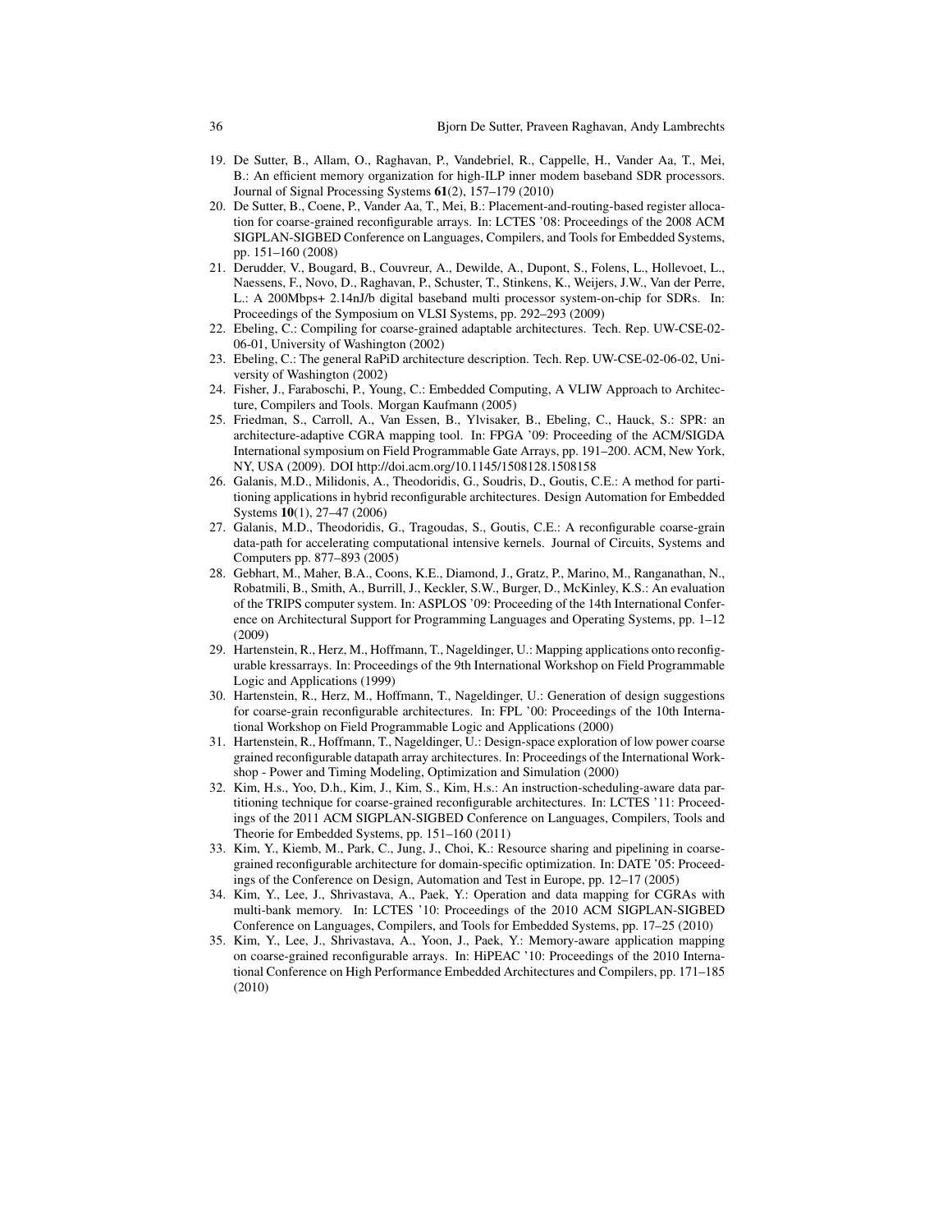19. De Sutter, B., Allam, O., Raghavan, P., Vandebriel, R., Cappelle, H., Vander Aa, T., Mei, B.: An efficient memory organization for high-ILP inner modem baseband SDR processors. Journal of Signal Processing Systems **61**(2), 157–179 (2010)
20. De Sutter, B., Coene, P., Vander Aa, T., Mei, B.: Placement-and-routing-based register allocation for coarse-grained reconfigurable arrays. In: LCTES '08: Proceedings of the 2008 ACM SIGPLAN-SIGBED Conference on Languages, Compilers, and Tools for Embedded Systems, pp. 151–160 (2008)
21. Derudder, V., Bougard, B., Couvreur, A., Dewilde, A., Dupont, S., Folens, L., Hollevoet, L., Naessens, F., Novo, D., Raghavan, P., Schuster, T., Stinkens, K., Weijers, J.W., Van der Perre, L.: A 200Mbps+ 2.14nJ/b digital baseband multi processor system-on-chip for SDRs. In: Proceedings of the Symposium on VLSI Systems, pp. 292–293 (2009)
22. Ebeling, C.: Compiling for coarse-grained adaptable architectures. Tech. Rep. UW-CSE-02-06-01, University of Washington (2002)
23. Ebeling, C.: The general RaPiD architecture description. Tech. Rep. UW-CSE-02-06-02, University of Washington (2002)
24. Fisher, J., Faraboschi, P., Young, C.: Embedded Computing, A VLIW Approach to Architecture, Compilers and Tools. Morgan Kaufmann (2005)
25. Friedman, S., Carroll, A., Van Essen, B., Ylvisaker, B., Ebeling, C., Hauck, S.: SPR: an architecture-adaptive CGRA mapping tool. In: FPGA '09: Proceeding of the ACM/SIGDA International symposium on Field Programmable Gate Arrays, pp. 191–200. ACM, New York, NY, USA (2009). DOI http://doi.acm.org/10.1145/1508128.1508158
26. Galanis, M.D., Milidonis, A., Theodoridis, G., Soudris, D., Goutis, C.E.: A method for partitioning applications in hybrid reconfigurable architectures. Design Automation for Embedded Systems **10**(1), 27–47 (2006)
27. Galanis, M.D., Theodoridis, G., Tragoudas, S., Goutis, C.E.: A reconfigurable coarse-grain data-path for accelerating computational intensive kernels. Journal of Circuits, Systems and Computers pp. 877–893 (2005)
28. Gebhart, M., Maher, B.A., Coons, K.E., Diamond, J., Gratz, P., Marino, M., Ranganathan, N., Robatmili, B., Smith, A., Burrill, J., Keckler, S.W., Burger, D., McKinley, K.S.: An evaluation of the TRIPS computer system. In: ASPLOS '09: Proceeding of the 14th International Conference on Architectural Support for Programming Languages and Operating Systems, pp. 1–12 (2009)
29. Hartenstein, R., Herz, M., Hoffmann, T., Nageldinger, U.: Mapping applications onto reconfigurable kressarrays. In: Proceedings of the 9th International Workshop on Field Programmable Logic and Applications (1999)
30. Hartenstein, R., Herz, M., Hoffmann, T., Nageldinger, U.: Generation of design suggestions for coarse-grain reconfigurable architectures. In: FPL '00: Proceedings of the 10th International Workshop on Field Programmable Logic and Applications (2000)
31. Hartenstein, R., Hoffmann, T., Nageldinger, U.: Design-space exploration of low power coarse grained reconfigurable datapath array architectures. In: Proceedings of the International Workshop - Power and Timing Modeling, Optimization and Simulation (2000)
32. Kim, H.s., Yoo, D.h., Kim, J., Kim, S., Kim, H.s.: An instruction-scheduling-aware data partitioning technique for coarse-grained reconfigurable architectures. In: LCTES '11: Proceedings of the 2011 ACM SIGPLAN-SIGBED Conference on Languages, Compilers, Tools and Theorie for Embedded Systems, pp. 151–160 (2011)
33. Kim, Y., Kiemb, M., Park, C., Jung, J., Choi, K.: Resource sharing and pipelining in coarse-grained reconfigurable architecture for domain-specific optimization. In: DATE '05: Proceedings of the Conference on Design, Automation and Test in Europe, pp. 12–17 (2005)
34. Kim, Y., Lee, J., Shrivastava, A., Paek, Y.: Operation and data mapping for CGRAs with multi-bank memory. In: LCTES '10: Proceedings of the 2010 ACM SIGPLAN-SIGBED Conference on Languages, Compilers, and Tools for Embedded Systems, pp. 17–25 (2010)
35. Kim, Y., Lee, J., Shrivastava, A., Yoon, J., Paek, Y.: Memory-aware application mapping on coarse-grained reconfigurable arrays. In: HiPEAC '10: Proceedings of the 2010 International Conference on High Performance Embedded Architectures and Compilers, pp. 171–185 (2010)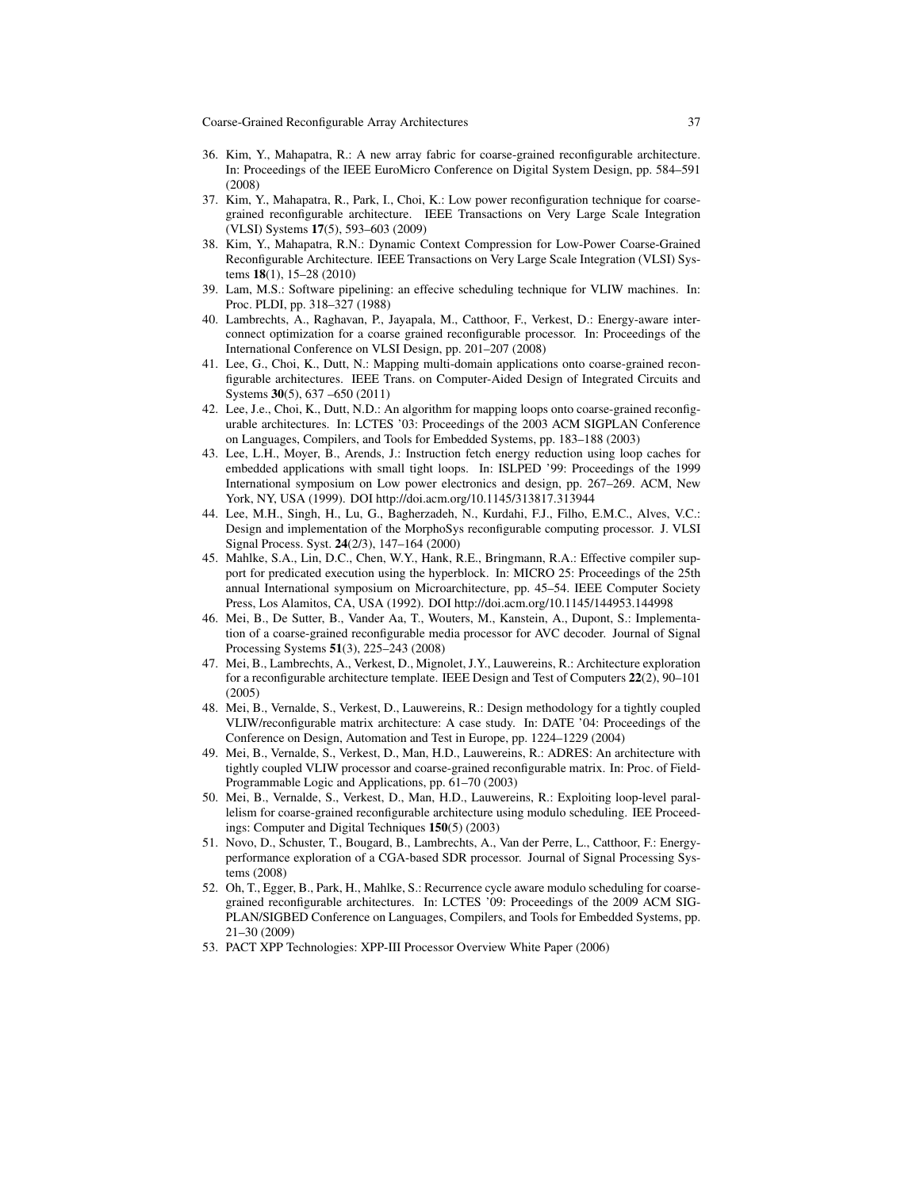36. Kim, Y., Mahapatra, R.: A new array fabric for coarse-grained reconfigurable architecture. In: Proceedings of the IEEE EuroMicro Conference on Digital System Design, pp. 584–591 (2008)
37. Kim, Y., Mahapatra, R., Park, I., Choi, K.: Low power reconfiguration technique for coarse-grained reconfigurable architecture. IEEE Transactions on Very Large Scale Integration (VLSI) Systems **17**(5), 593–603 (2009)
38. Kim, Y., Mahapatra, R.N.: Dynamic Context Compression for Low-Power Coarse-Grained Reconfigurable Architecture. IEEE Transactions on Very Large Scale Integration (VLSI) Systems **18**(1), 15–28 (2010)
39. Lam, M.S.: Software pipelining: an effecive scheduling technique for VLIW machines. In: Proc. PLDI, pp. 318–327 (1988)
40. Lambrechts, A., Raghavan, P., Jayapala, M., Catthoor, F., Verkest, D.: Energy-aware interconnect optimization for a coarse grained reconfigurable processor. In: Proceedings of the International Conference on VLSI Design, pp. 201–207 (2008)
41. Lee, G., Choi, K., Dutt, N.: Mapping multi-domain applications onto coarse-grained reconfigurable architectures. IEEE Trans. on Computer-Aided Design of Integrated Circuits and Systems **30**(5), 637 –650 (2011)
42. Lee, J.e., Choi, K., Dutt, N.D.: An algorithm for mapping loops onto coarse-grained reconfigurable architectures. In: LCTES '03: Proceedings of the 2003 ACM SIGPLAN Conference on Languages, Compilers, and Tools for Embedded Systems, pp. 183–188 (2003)
43. Lee, L.H., Moyer, B., Arends, J.: Instruction fetch energy reduction using loop caches for embedded applications with small tight loops. In: ISLPED '99: Proceedings of the 1999 International symposium on Low power electronics and design, pp. 267–269. ACM, New York, NY, USA (1999). DOI http://doi.acm.org/10.1145/313817.313944
44. Lee, M.H., Singh, H., Lu, G., Bagherzadeh, N., Kurdahi, F.J., Filho, E.M.C., Alves, V.C.: Design and implementation of the MorphoSys reconfigurable computing processor. J. VLSI Signal Process. Syst. **24**(2/3), 147–164 (2000)
45. Mahlke, S.A., Lin, D.C., Chen, W.Y., Hank, R.E., Bringmann, R.A.: Effective compiler support for predicated execution using the hyperblock. In: MICRO 25: Proceedings of the 25th annual International symposium on Microarchitecture, pp. 45–54. IEEE Computer Society Press, Los Alamitos, CA, USA (1992). DOI http://doi.acm.org/10.1145/144953.144998
46. Mei, B., De Sutter, B., Vander Aa, T., Wouters, M., Kanstein, A., Dupont, S.: Implementation of a coarse-grained reconfigurable media processor for AVC decoder. Journal of Signal Processing Systems **51**(3), 225–243 (2008)
47. Mei, B., Lambrechts, A., Verkest, D., Mignolet, J.Y., Lauwereins, R.: Architecture exploration for a reconfigurable architecture template. IEEE Design and Test of Computers **22**(2), 90–101 (2005)
48. Mei, B., Vernalde, S., Verkest, D., Lauwereins, R.: Design methodology for a tightly coupled VLIW/reconfigurable matrix architecture: A case study. In: DATE '04: Proceedings of the Conference on Design, Automation and Test in Europe, pp. 1224–1229 (2004)
49. Mei, B., Vernalde, S., Verkest, D., Man, H.D., Lauwereins, R.: ADRES: An architecture with tightly coupled VLIW processor and coarse-grained reconfigurable matrix. In: Proc. of Field-Programmable Logic and Applications, pp. 61–70 (2003)
50. Mei, B., Vernalde, S., Verkest, D., Man, H.D., Lauwereins, R.: Exploiting loop-level parallelism for coarse-grained reconfigurable architecture using modulo scheduling. IEE Proceedings: Computer and Digital Techniques **150**(5) (2003)
51. Novo, D., Schuster, T., Bougard, B., Lambrechts, A., Van der Perre, L., Catthoor, F.: Energy-performance exploration of a CGA-based SDR processor. Journal of Signal Processing Systems (2008)
52. Oh, T., Egger, B., Park, H., Mahlke, S.: Recurrence cycle aware modulo scheduling for coarse-grained reconfigurable architectures. In: LCTES '09: Proceedings of the 2009 ACM SIGPLAN/SIGBED Conference on Languages, Compilers, and Tools for Embedded Systems, pp. 21–30 (2009)
53. PACT XPP Technologies: XPP-III Processor Overview White Paper (2006)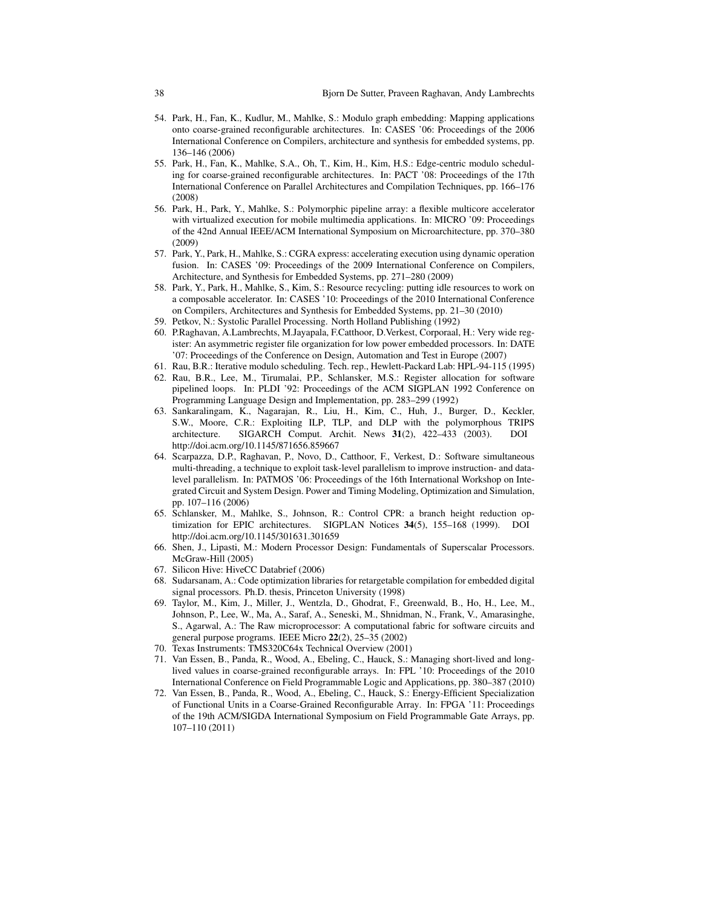54. Park, H., Fan, K., Kudlur, M., Mahlke, S.: Modulo graph embedding: Mapping applications onto coarse-grained reconfigurable architectures. In: CASES '06: Proceedings of the 2006 International Conference on Compilers, architecture and synthesis for embedded systems, pp. 136–146 (2006)
55. Park, H., Fan, K., Mahlke, S.A., Oh, T., Kim, H., Kim, H.S.: Edge-centric modulo scheduling for coarse-grained reconfigurable architectures. In: PACT '08: Proceedings of the 17th International Conference on Parallel Architectures and Compilation Techniques, pp. 166–176 (2008)
56. Park, H., Park, Y., Mahlke, S.: Polymorphic pipeline array: a flexible multicore accelerator with virtualized execution for mobile multimedia applications. In: MICRO '09: Proceedings of the 42nd Annual IEEE/ACM International Symposium on Microarchitecture, pp. 370–380 (2009)
57. Park, Y., Park, H., Mahlke, S.: CGRA express: accelerating execution using dynamic operation fusion. In: CASES '09: Proceedings of the 2009 International Conference on Compilers, Architecture, and Synthesis for Embedded Systems, pp. 271–280 (2009)
58. Park, Y., Park, H., Mahlke, S., Kim, S.: Resource recycling: putting idle resources to work on a composable accelerator. In: CASES '10: Proceedings of the 2010 International Conference on Compilers, Architectures and Synthesis for Embedded Systems, pp. 21–30 (2010)
59. Petkov, N.: Systolic Parallel Processing. North Holland Publishing (1992)
60. P.Raghavan, A.Lambrechts, M.Jayapala, F.Catthoor, D.Verkest, Corporaal, H.: Very wide register: An asymmetric register file organization for low power embedded processors. In: DATE '07: Proceedings of the Conference on Design, Automation and Test in Europe (2007)
61. Rau, B.R.: Iterative modulo scheduling. Tech. rep., Hewlett-Packard Lab: HPL-94-115 (1995)
62. Rau, B.R., Lee, M., Tirumalai, P.P., Schlansker, M.S.: Register allocation for software pipelined loops. In: PLDI '92: Proceedings of the ACM SIGPLAN 1992 Conference on Programming Language Design and Implementation, pp. 283–299 (1992)
63. Sankaralingam, K., Nagarajan, R., Liu, H., Kim, C., Huh, J., Burger, D., Keckler, S.W., Moore, C.R.: Exploiting ILP, TLP, and DLP with the polymorphous TRIPS architecture. SIGARCH Comput. Archit. News **31**(2), 422–433 (2003). DOI http://doi.acm.org/10.1145/871656.859667
64. Scarpazza, D.P., Raghavan, P., Novo, D., Catthoor, F., Verkest, D.: Software simultaneous multi-threading, a technique to exploit task-level parallelism to improve instruction- and data-level parallelism. In: PATMOS '06: Proceedings of the 16th International Workshop on Integrated Circuit and System Design. Power and Timing Modeling, Optimization and Simulation, pp. 107–116 (2006)
65. Schlansker, M., Mahlke, S., Johnson, R.: Control CPR: a branch height reduction optimization for EPIC architectures. SIGPLAN Notices **34**(5), 155–168 (1999). DOI http://doi.acm.org/10.1145/301631.301659
66. Shen, J., Lipasti, M.: Modern Processor Design: Fundamentals of Superscalar Processors. McGraw-Hill (2005)
67. Silicon Hive: HiveCC Databrief (2006)
68. Sudarsanam, A.: Code optimization libraries for retargetable compilation for embedded digital signal processors. Ph.D. thesis, Princeton University (1998)
69. Taylor, M., Kim, J., Miller, J., Wentzla, D., Ghodrat, F., Greenwald, B., Ho, H., Lee, M., Johnson, P., Lee, W., Ma, A., Saraf, A., Seneski, M., Shnidman, N., Frank, V., Amarasinghe, S., Agarwal, A.: The Raw microprocessor: A computational fabric for software circuits and general purpose programs. IEEE Micro **22**(2), 25–35 (2002)
70. Texas Instruments: TMS320C64x Technical Overview (2001)
71. Van Essen, B., Panda, R., Wood, A., Ebeling, C., Hauck, S.: Managing short-lived and long-lived values in coarse-grained reconfigurable arrays. In: FPL '10: Proceedings of the 2010 International Conference on Field Programmable Logic and Applications, pp. 380–387 (2010)
72. Van Essen, B., Panda, R., Wood, A., Ebeling, C., Hauck, S.: Energy-Efficient Specialization of Functional Units in a Coarse-Grained Reconfigurable Array. In: FPGA '11: Proceedings of the 19th ACM/SIGDA International Symposium on Field Programmable Gate Arrays, pp. 107–110 (2011)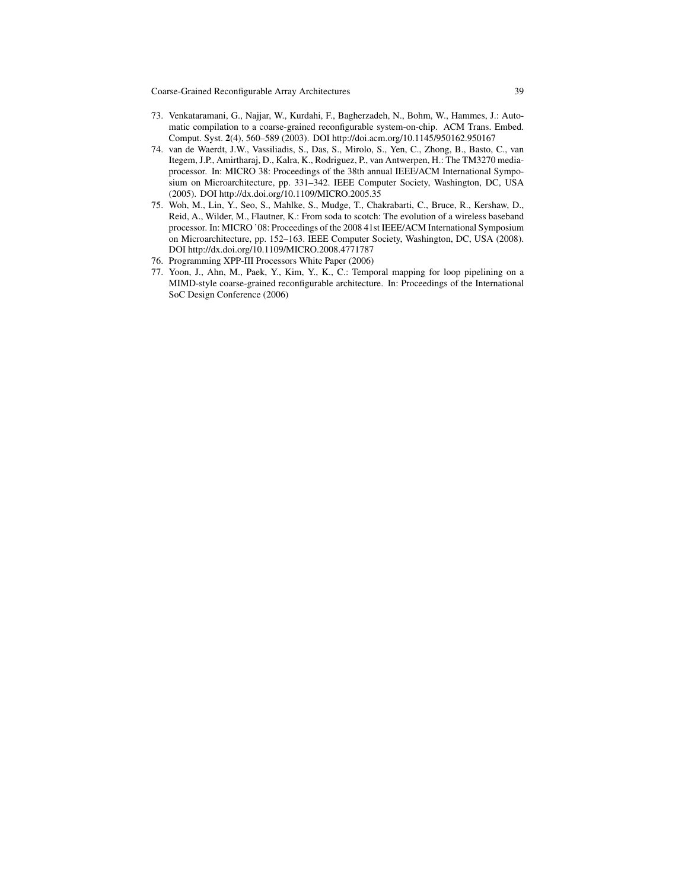73. Venkataramani, G., Najjar, W., Kurdahi, F., Bagherzadeh, N., Bohm, W., Hammes, J.: Automatic compilation to a coarse-grained reconfigurable system-on-chip. ACM Trans. Embed. Comput. Syst. **2**(4), 560–589 (2003). DOI http://doi.acm.org/10.1145/950162.950167
74. van de Waerdt, J.W., Vassiliadis, S., Das, S., Mirolo, S., Yen, C., Zhong, B., Basto, C., van Itegem, J.P., Amirtharaj, D., Kalra, K., Rodriguez, P., van Antwerpen, H.: The TM3270 media-processor. In: MICRO 38: Proceedings of the 38th annual IEEE/ACM International Symposium on Microarchitecture, pp. 331–342. IEEE Computer Society, Washington, DC, USA (2005). DOI http://dx.doi.org/10.1109/MICRO.2005.35
75. Woh, M., Lin, Y., Seo, S., Mahlke, S., Mudge, T., Chakrabarti, C., Bruce, R., Kershaw, D., Reid, A., Wilder, M., Flautner, K.: From soda to scotch: The evolution of a wireless baseband processor. In: MICRO '08: Proceedings of the 2008 41st IEEE/ACM International Symposium on Microarchitecture, pp. 152–163. IEEE Computer Society, Washington, DC, USA (2008). DOI http://dx.doi.org/10.1109/MICRO.2008.4771787
76. Programming XPP-III Processors White Paper (2006)
77. Yoon, J., Ahn, M., Paek, Y., Kim, Y., K., C.: Temporal mapping for loop pipelining on a MIMD-style coarse-grained reconfigurable architecture. In: Proceedings of the International SoC Design Conference (2006)